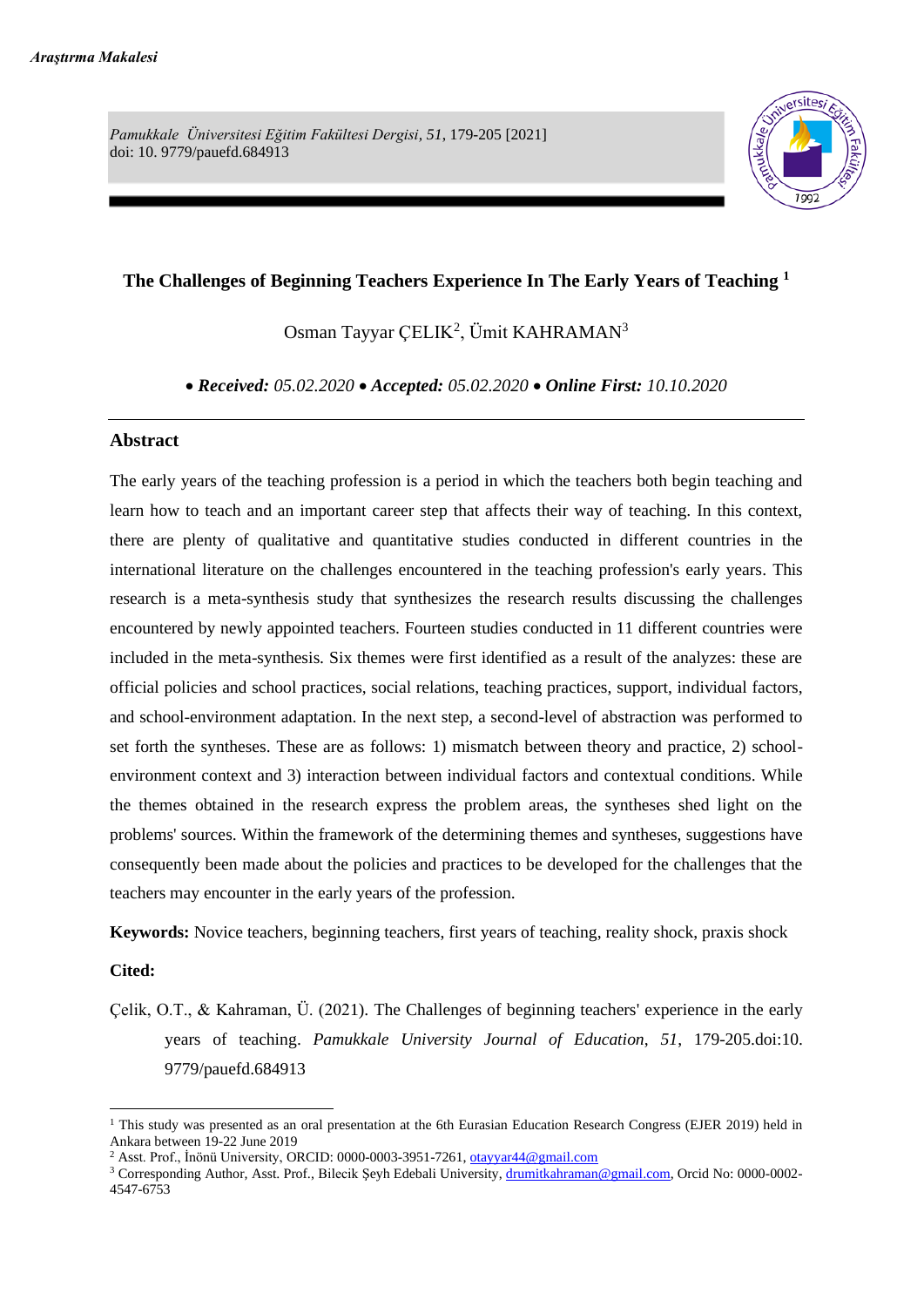*Araştırma Makalesi*

*Pamukkale Üniversitesi Eğitim Fakültesi Dergisi, 51,* 179-205 [2021]
doi: 10. 9779/pauefd.684913

# The Challenges of Beginning Teachers Experience In The Early Years of Teaching [1]

Osman Tayyar ÇELIK[2], Ümit KAHRAMAN[3]

• ***Received:*** *05.02.2020* • ***Accepted:*** *05.02.2020* • ***Online First:*** *10.10.2020*

## Abstract

The early years of the teaching profession is a period in which the teachers both begin teaching and learn how to teach and an important career step that affects their way of teaching. In this context, there are plenty of qualitative and quantitative studies conducted in different countries in the international literature on the challenges encountered in the teaching profession's early years. This research is a meta-synthesis study that synthesizes the research results discussing the challenges encountered by newly appointed teachers. Fourteen studies conducted in 11 different countries were included in the meta-synthesis. Six themes were first identified as a result of the analyzes: these are official policies and school practices, social relations, teaching practices, support, individual factors, and school-environment adaptation. In the next step, a second-level of abstraction was performed to set forth the syntheses. These are as follows: 1) mismatch between theory and practice, 2) school-environment context and 3) interaction between individual factors and contextual conditions. While the themes obtained in the research express the problem areas, the syntheses shed light on the problems' sources. Within the framework of the determining themes and syntheses, suggestions have consequently been made about the policies and practices to be developed for the challenges that the teachers may encounter in the early years of the profession.

**Keywords:** Novice teachers, beginning teachers, first years of teaching, reality shock, praxis shock

**Cited:**

Çelik, O.T., & Kahraman, Ü. (2021). The Challenges of beginning teachers' experience in the early years of teaching. *Pamukkale University Journal of Education*, *51*, 179-205.doi:10. 9779/pauefd.684913

---

[1] This study was presented as an oral presentation at the 6th Eurasian Education Research Congress (EJER 2019) held in Ankara between 19-22 June 2019

[2] Asst. Prof., İnönü University, ORCID: 0000-0003-3951-7261, otayyar44@gmail.com

[3] Corresponding Author, Asst. Prof., Bilecik Şeyh Edebali University, drumitkahraman@gmail.com, Orcid No: 0000-0002-4547-6753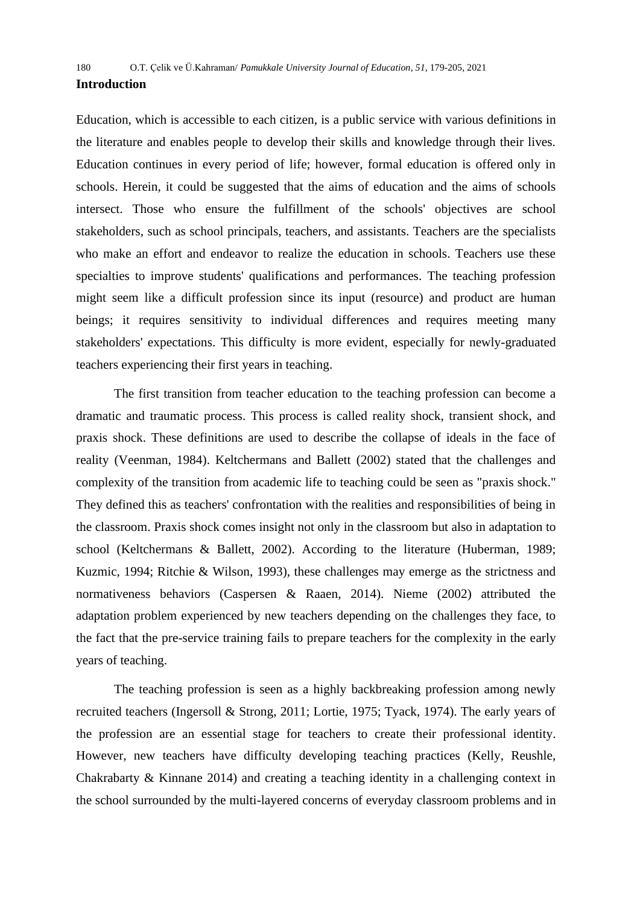## Introduction

Education, which is accessible to each citizen, is a public service with various definitions in the literature and enables people to develop their skills and knowledge through their lives. Education continues in every period of life; however, formal education is offered only in schools. Herein, it could be suggested that the aims of education and the aims of schools intersect. Those who ensure the fulfillment of the schools' objectives are school stakeholders, such as school principals, teachers, and assistants. Teachers are the specialists who make an effort and endeavor to realize the education in schools. Teachers use these specialties to improve students' qualifications and performances. The teaching profession might seem like a difficult profession since its input (resource) and product are human beings; it requires sensitivity to individual differences and requires meeting many stakeholders' expectations. This difficulty is more evident, especially for newly-graduated teachers experiencing their first years in teaching.

The first transition from teacher education to the teaching profession can become a dramatic and traumatic process. This process is called reality shock, transient shock, and praxis shock. These definitions are used to describe the collapse of ideals in the face of reality (Veenman, 1984). Keltchermans and Ballett (2002) stated that the challenges and complexity of the transition from academic life to teaching could be seen as "praxis shock." They defined this as teachers' confrontation with the realities and responsibilities of being in the classroom. Praxis shock comes insight not only in the classroom but also in adaptation to school (Keltchermans & Ballett, 2002). According to the literature (Huberman, 1989; Kuzmic, 1994; Ritchie & Wilson, 1993), these challenges may emerge as the strictness and normativeness behaviors (Caspersen & Raaen, 2014). Nieme (2002) attributed the adaptation problem experienced by new teachers depending on the challenges they face, to the fact that the pre-service training fails to prepare teachers for the complexity in the early years of teaching.

The teaching profession is seen as a highly backbreaking profession among newly recruited teachers (Ingersoll & Strong, 2011; Lortie, 1975; Tyack, 1974). The early years of the profession are an essential stage for teachers to create their professional identity. However, new teachers have difficulty developing teaching practices (Kelly, Reushle, Chakrabarty & Kinnane 2014) and creating a teaching identity in a challenging context in the school surrounded by the multi-layered concerns of everyday classroom problems and in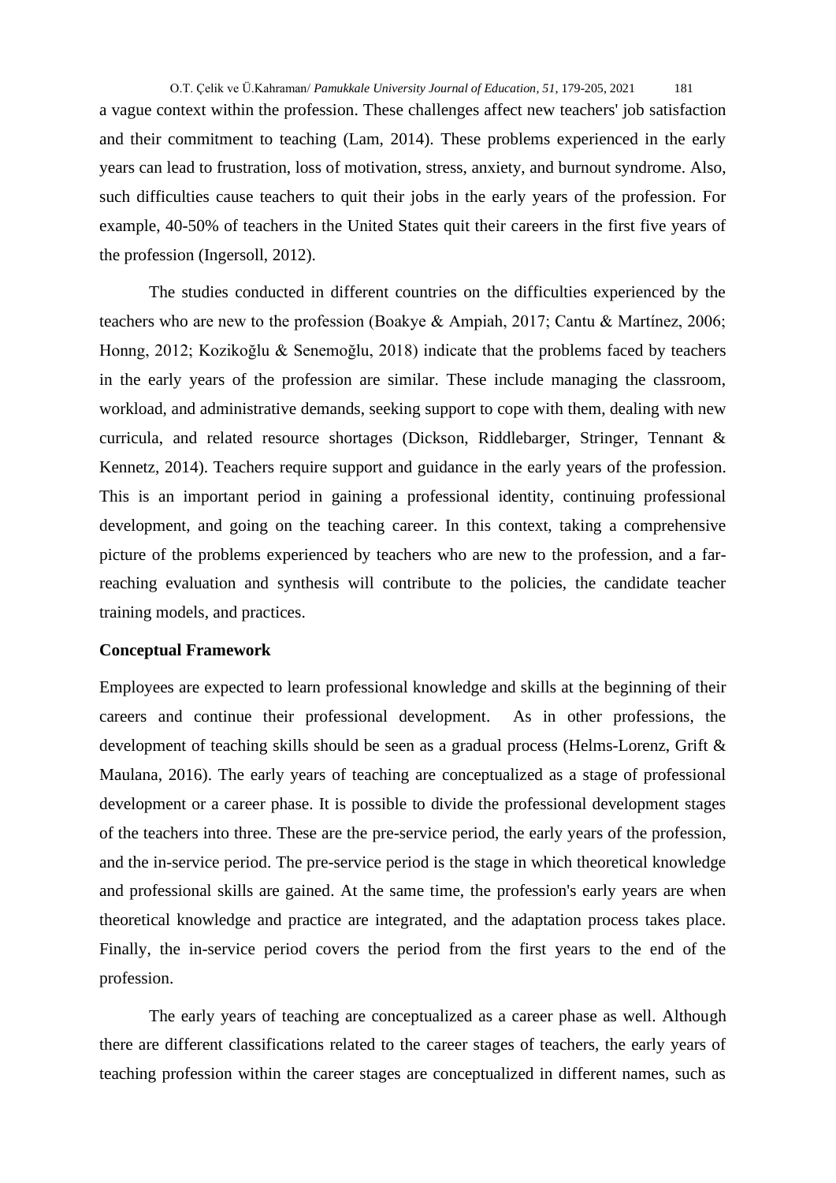a vague context within the profession. These challenges affect new teachers' job satisfaction and their commitment to teaching (Lam, 2014). These problems experienced in the early years can lead to frustration, loss of motivation, stress, anxiety, and burnout syndrome. Also, such difficulties cause teachers to quit their jobs in the early years of the profession. For example, 40-50% of teachers in the United States quit their careers in the first five years of the profession (Ingersoll, 2012).

The studies conducted in different countries on the difficulties experienced by the teachers who are new to the profession (Boakye & Ampiah, 2017; Cantu & Martínez, 2006; Honng, 2012; Kozikoğlu & Senemoğlu, 2018) indicate that the problems faced by teachers in the early years of the profession are similar. These include managing the classroom, workload, and administrative demands, seeking support to cope with them, dealing with new curricula, and related resource shortages (Dickson, Riddlebarger, Stringer, Tennant & Kennetz, 2014). Teachers require support and guidance in the early years of the profession. This is an important period in gaining a professional identity, continuing professional development, and going on the teaching career. In this context, taking a comprehensive picture of the problems experienced by teachers who are new to the profession, and a far-reaching evaluation and synthesis will contribute to the policies, the candidate teacher training models, and practices.

**Conceptual Framework**

Employees are expected to learn professional knowledge and skills at the beginning of their careers and continue their professional development. As in other professions, the development of teaching skills should be seen as a gradual process (Helms-Lorenz, Grift & Maulana, 2016). The early years of teaching are conceptualized as a stage of professional development or a career phase. It is possible to divide the professional development stages of the teachers into three. These are the pre-service period, the early years of the profession, and the in-service period. The pre-service period is the stage in which theoretical knowledge and professional skills are gained. At the same time, the profession's early years are when theoretical knowledge and practice are integrated, and the adaptation process takes place. Finally, the in-service period covers the period from the first years to the end of the profession.

The early years of teaching are conceptualized as a career phase as well. Although there are different classifications related to the career stages of teachers, the early years of teaching profession within the career stages are conceptualized in different names, such as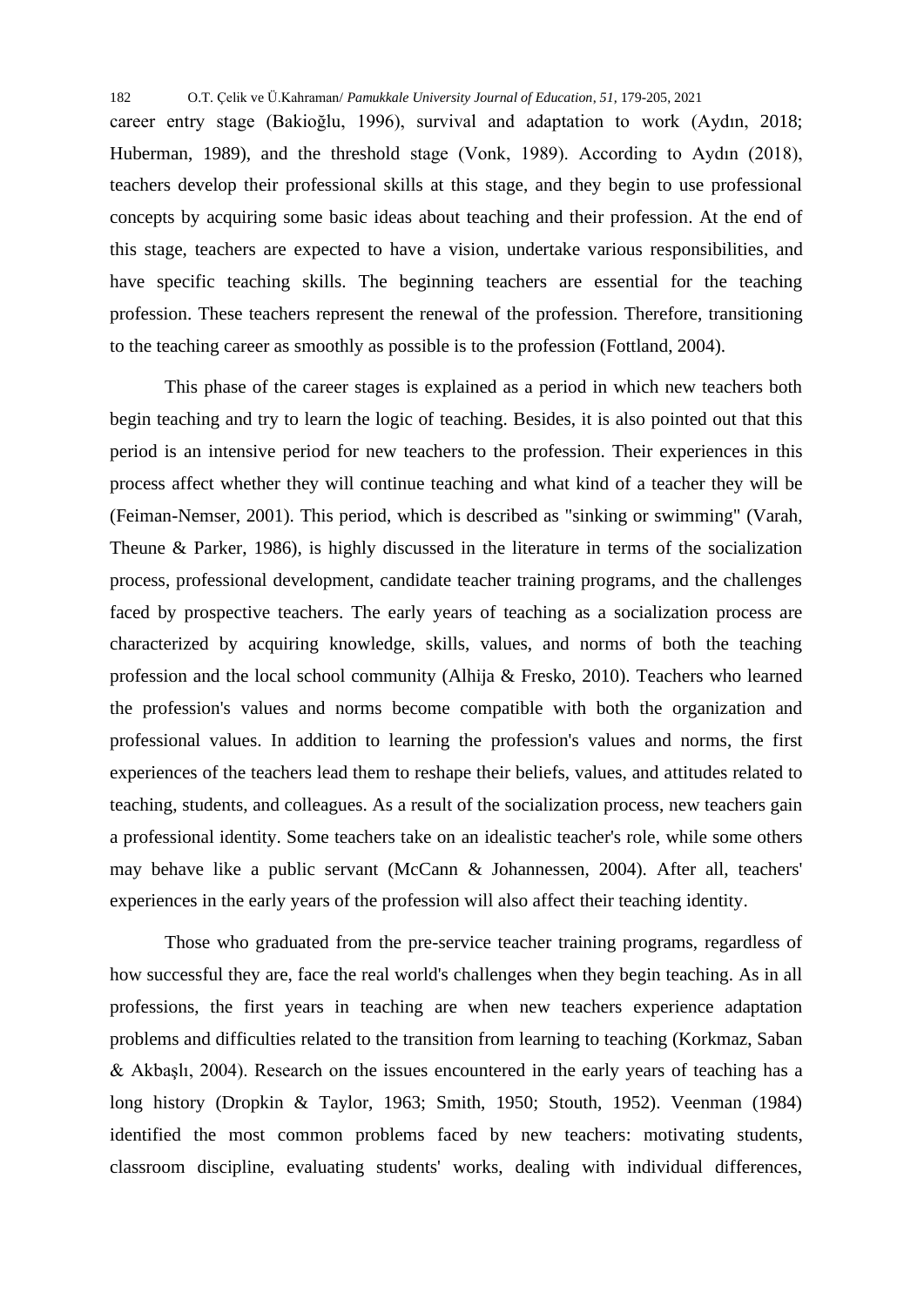career entry stage (Bakioğlu, 1996), survival and adaptation to work (Aydın, 2018; Huberman, 1989), and the threshold stage (Vonk, 1989). According to Aydın (2018), teachers develop their professional skills at this stage, and they begin to use professional concepts by acquiring some basic ideas about teaching and their profession. At the end of this stage, teachers are expected to have a vision, undertake various responsibilities, and have specific teaching skills. The beginning teachers are essential for the teaching profession. These teachers represent the renewal of the profession. Therefore, transitioning to the teaching career as smoothly as possible is to the profession (Fottland, 2004).

This phase of the career stages is explained as a period in which new teachers both begin teaching and try to learn the logic of teaching. Besides, it is also pointed out that this period is an intensive period for new teachers to the profession. Their experiences in this process affect whether they will continue teaching and what kind of a teacher they will be (Feiman-Nemser, 2001). This period, which is described as "sinking or swimming" (Varah, Theune & Parker, 1986), is highly discussed in the literature in terms of the socialization process, professional development, candidate teacher training programs, and the challenges faced by prospective teachers. The early years of teaching as a socialization process are characterized by acquiring knowledge, skills, values, and norms of both the teaching profession and the local school community (Alhija & Fresko, 2010). Teachers who learned the profession's values and norms become compatible with both the organization and professional values. In addition to learning the profession's values and norms, the first experiences of the teachers lead them to reshape their beliefs, values, and attitudes related to teaching, students, and colleagues. As a result of the socialization process, new teachers gain a professional identity. Some teachers take on an idealistic teacher's role, while some others may behave like a public servant (McCann & Johannessen, 2004). After all, teachers' experiences in the early years of the profession will also affect their teaching identity.

Those who graduated from the pre-service teacher training programs, regardless of how successful they are, face the real world's challenges when they begin teaching. As in all professions, the first years in teaching are when new teachers experience adaptation problems and difficulties related to the transition from learning to teaching (Korkmaz, Saban & Akbaşlı, 2004). Research on the issues encountered in the early years of teaching has a long history (Dropkin & Taylor, 1963; Smith, 1950; Stouth, 1952). Veenman (1984) identified the most common problems faced by new teachers: motivating students, classroom discipline, evaluating students' works, dealing with individual differences,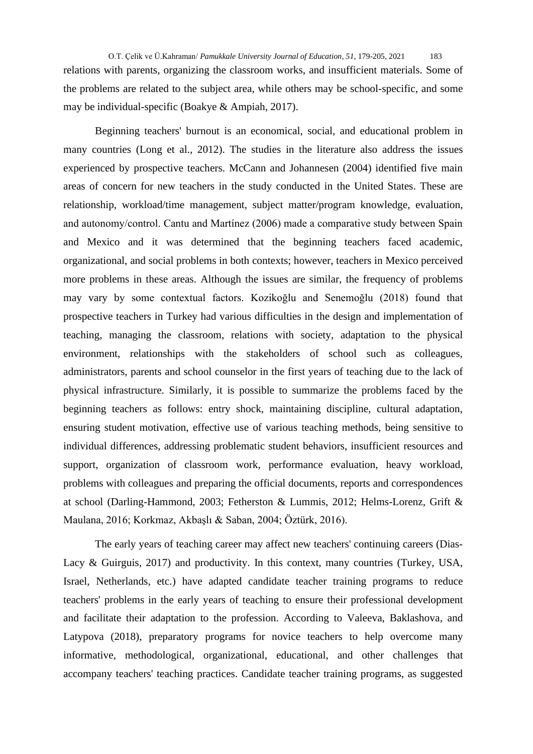relations with parents, organizing the classroom works, and insufficient materials. Some of the problems are related to the subject area, while others may be school-specific, and some may be individual-specific (Boakye & Ampiah, 2017).

Beginning teachers' burnout is an economical, social, and educational problem in many countries (Long et al., 2012). The studies in the literature also address the issues experienced by prospective teachers. McCann and Johannesen (2004) identified five main areas of concern for new teachers in the study conducted in the United States. These are relationship, workload/time management, subject matter/program knowledge, evaluation, and autonomy/control. Cantu and Martínez (2006) made a comparative study between Spain and Mexico and it was determined that the beginning teachers faced academic, organizational, and social problems in both contexts; however, teachers in Mexico perceived more problems in these areas. Although the issues are similar, the frequency of problems may vary by some contextual factors. Kozikoğlu and Senemoğlu (2018) found that prospective teachers in Turkey had various difficulties in the design and implementation of teaching, managing the classroom, relations with society, adaptation to the physical environment, relationships with the stakeholders of school such as colleagues, administrators, parents and school counselor in the first years of teaching due to the lack of physical infrastructure. Similarly, it is possible to summarize the problems faced by the beginning teachers as follows: entry shock, maintaining discipline, cultural adaptation, ensuring student motivation, effective use of various teaching methods, being sensitive to individual differences, addressing problematic student behaviors, insufficient resources and support, organization of classroom work, performance evaluation, heavy workload, problems with colleagues and preparing the official documents, reports and correspondences at school (Darling-Hammond, 2003; Fetherston & Lummis, 2012; Helms-Lorenz, Grift & Maulana, 2016; Korkmaz, Akbaşlı & Saban, 2004; Öztürk, 2016).

The early years of teaching career may affect new teachers' continuing careers (Dias-Lacy & Guirguis, 2017) and productivity. In this context, many countries (Turkey, USA, Israel, Netherlands, etc.) have adapted candidate teacher training programs to reduce teachers' problems in the early years of teaching to ensure their professional development and facilitate their adaptation to the profession. According to Valeeva, Baklashova, and Latypova (2018), preparatory programs for novice teachers to help overcome many informative, methodological, organizational, educational, and other challenges that accompany teachers' teaching practices. Candidate teacher training programs, as suggested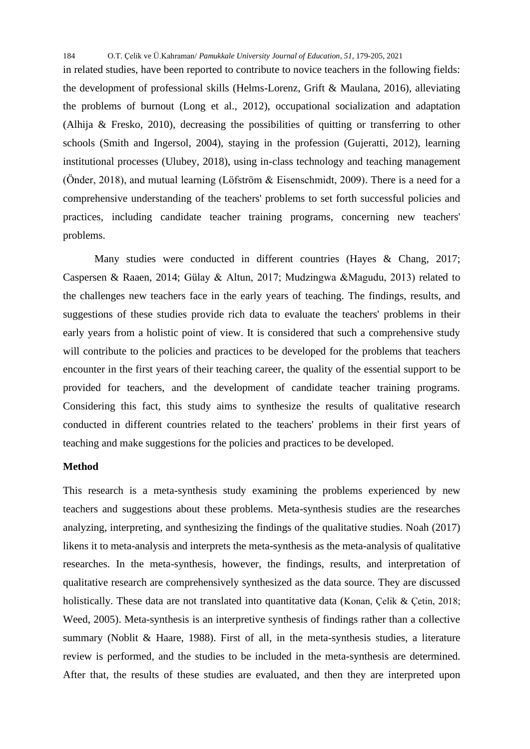in related studies, have been reported to contribute to novice teachers in the following fields: the development of professional skills (Helms-Lorenz, Grift & Maulana, 2016), alleviating the problems of burnout (Long et al., 2012), occupational socialization and adaptation (Alhija & Fresko, 2010), decreasing the possibilities of quitting or transferring to other schools (Smith and Ingersol, 2004), staying in the profession (Gujeratti, 2012), learning institutional processes (Ulubey, 2018), using in-class technology and teaching management (Önder, 2018), and mutual learning (Löfström & Eisenschmidt, 2009). There is a need for a comprehensive understanding of the teachers' problems to set forth successful policies and practices, including candidate teacher training programs, concerning new teachers' problems.

Many studies were conducted in different countries (Hayes & Chang, 2017; Caspersen & Raaen, 2014; Gülay & Altun, 2017; Mudzingwa &Magudu, 2013) related to the challenges new teachers face in the early years of teaching. The findings, results, and suggestions of these studies provide rich data to evaluate the teachers' problems in their early years from a holistic point of view. It is considered that such a comprehensive study will contribute to the policies and practices to be developed for the problems that teachers encounter in the first years of their teaching career, the quality of the essential support to be provided for teachers, and the development of candidate teacher training programs. Considering this fact, this study aims to synthesize the results of qualitative research conducted in different countries related to the teachers' problems in their first years of teaching and make suggestions for the policies and practices to be developed.

**Method**

This research is a meta-synthesis study examining the problems experienced by new teachers and suggestions about these problems. Meta-synthesis studies are the researches analyzing, interpreting, and synthesizing the findings of the qualitative studies. Noah (2017) likens it to meta-analysis and interprets the meta-synthesis as the meta-analysis of qualitative researches. In the meta-synthesis, however, the findings, results, and interpretation of qualitative research are comprehensively synthesized as the data source. They are discussed holistically. These data are not translated into quantitative data (Konan, Çelik & Çetin, 2018; Weed, 2005). Meta-synthesis is an interpretive synthesis of findings rather than a collective summary (Noblit & Haare, 1988). First of all, in the meta-synthesis studies, a literature review is performed, and the studies to be included in the meta-synthesis are determined. After that, the results of these studies are evaluated, and then they are interpreted upon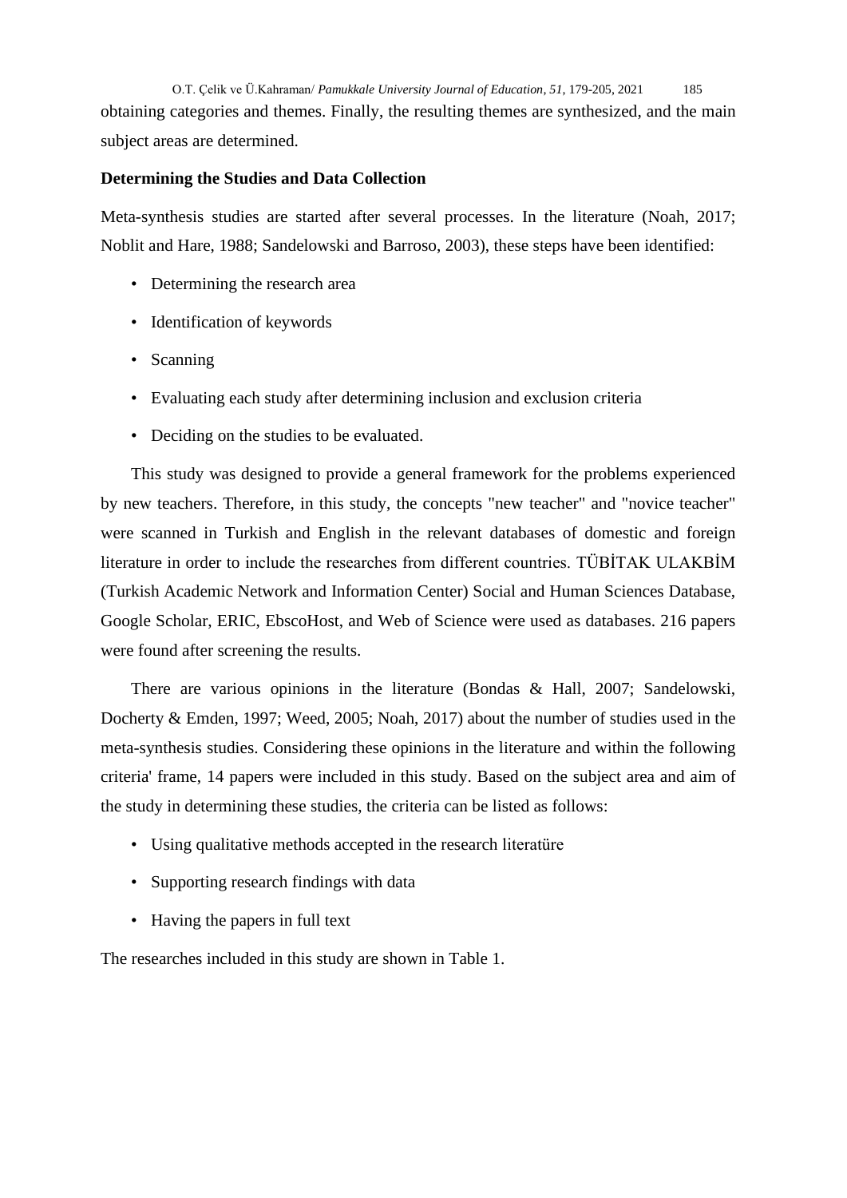obtaining categories and themes. Finally, the resulting themes are synthesized, and the main subject areas are determined.

**Determining the Studies and Data Collection**

Meta-synthesis studies are started after several processes. In the literature (Noah, 2017; Noblit and Hare, 1988; Sandelowski and Barroso, 2003), these steps have been identified:

- Determining the research area
- Identification of keywords
- Scanning
- Evaluating each study after determining inclusion and exclusion criteria
- Deciding on the studies to be evaluated.

This study was designed to provide a general framework for the problems experienced by new teachers. Therefore, in this study, the concepts "new teacher" and "novice teacher" were scanned in Turkish and English in the relevant databases of domestic and foreign literature in order to include the researches from different countries. TÜBİTAK ULAKBİM (Turkish Academic Network and Information Center) Social and Human Sciences Database, Google Scholar, ERIC, EbscoHost, and Web of Science were used as databases. 216 papers were found after screening the results.

There are various opinions in the literature (Bondas & Hall, 2007; Sandelowski, Docherty & Emden, 1997; Weed, 2005; Noah, 2017) about the number of studies used in the meta-synthesis studies. Considering these opinions in the literature and within the following criteria' frame, 14 papers were included in this study. Based on the subject area and aim of the study in determining these studies, the criteria can be listed as follows:

- Using qualitative methods accepted in the research literatüre
- Supporting research findings with data
- Having the papers in full text

The researches included in this study are shown in Table 1.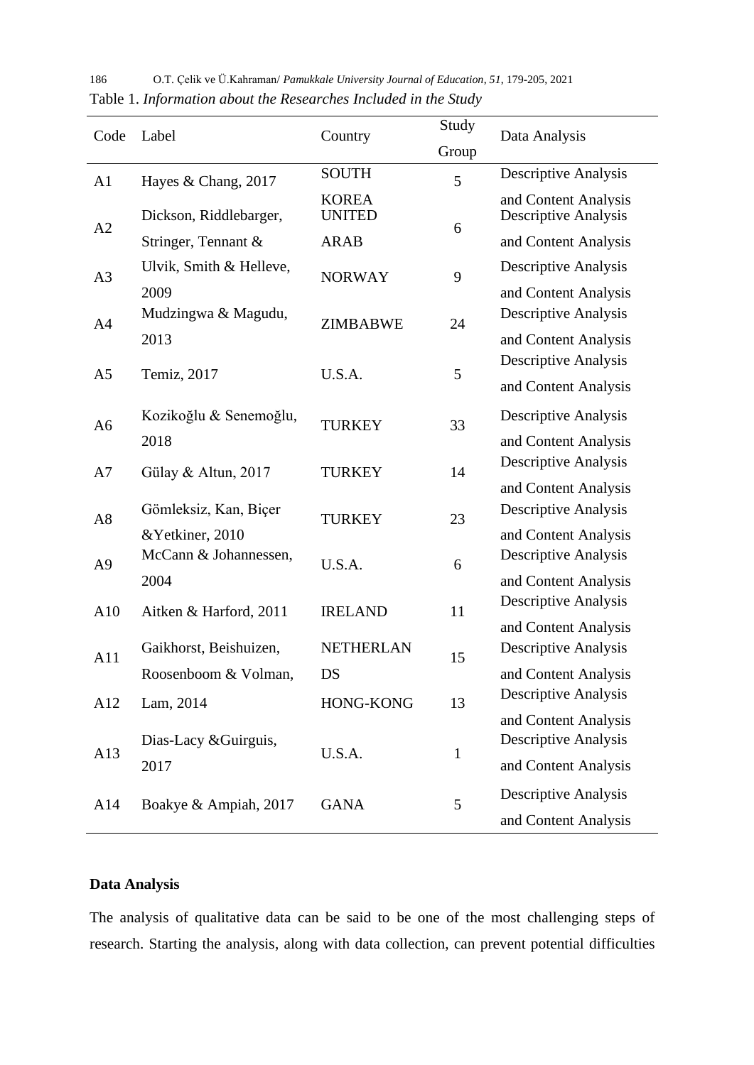Table 1. *Information about the Researches Included in the Study*

| Code | Label | Country | Study Group | Data Analysis |
|---|---|---|---|---|
| A1 | Hayes & Chang, 2017 | SOUTH KOREA | 5 | Descriptive Analysis and Content Analysis |
| A2 | Dickson, Riddlebarger, Stringer, Tennant & | UNITED ARAB | 6 | Descriptive Analysis and Content Analysis |
| A3 | Ulvik, Smith & Helleve, 2009 | NORWAY | 9 | Descriptive Analysis and Content Analysis |
| A4 | Mudzingwa & Magudu, 2013 | ZIMBABWE | 24 | Descriptive Analysis and Content Analysis |
| A5 | Temiz, 2017 | U.S.A. | 5 | Descriptive Analysis and Content Analysis |
| A6 | Kozikoğlu & Senemoğlu, 2018 | TURKEY | 33 | Descriptive Analysis and Content Analysis |
| A7 | Gülay & Altun, 2017 | TURKEY | 14 | Descriptive Analysis and Content Analysis |
| A8 | Gömleksiz, Kan, Biçer &Yetkiner, 2010 | TURKEY | 23 | Descriptive Analysis and Content Analysis |
| A9 | McCann & Johannessen, 2004 | U.S.A. | 6 | Descriptive Analysis and Content Analysis |
| A10 | Aitken & Harford, 2011 | IRELAND | 11 | Descriptive Analysis and Content Analysis |
| A11 | Gaikhorst, Beishuizen, Roosenboom & Volman, | NETHERLANDS | 15 | Descriptive Analysis and Content Analysis |
| A12 | Lam, 2014 | HONG-KONG | 13 | Descriptive Analysis and Content Analysis |
| A13 | Dias-Lacy &Guirguis, 2017 | U.S.A. | 1 | Descriptive Analysis and Content Analysis |
| A14 | Boakye & Ampiah, 2017 | GANA | 5 | Descriptive Analysis and Content Analysis |

**Data Analysis**

The analysis of qualitative data can be said to be one of the most challenging steps of research. Starting the analysis, along with data collection, can prevent potential difficulties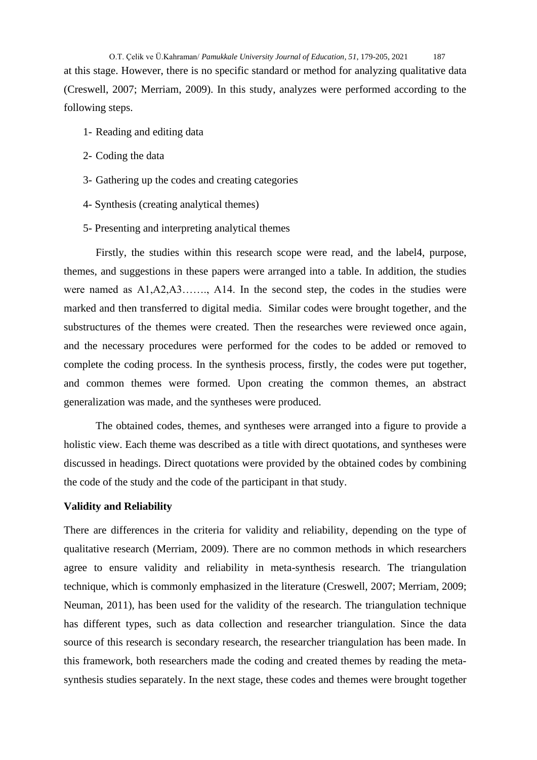at this stage. However, there is no specific standard or method for analyzing qualitative data (Creswell, 2007; Merriam, 2009). In this study, analyzes were performed according to the following steps.

1- Reading and editing data

2- Coding the data

3- Gathering up the codes and creating categories

4- Synthesis (creating analytical themes)

5- Presenting and interpreting analytical themes

Firstly, the studies within this research scope were read, and the label4, purpose, themes, and suggestions in these papers were arranged into a table. In addition, the studies were named as A1,A2,A3……., A14. In the second step, the codes in the studies were marked and then transferred to digital media. Similar codes were brought together, and the substructures of the themes were created. Then the researches were reviewed once again, and the necessary procedures were performed for the codes to be added or removed to complete the coding process. In the synthesis process, firstly, the codes were put together, and common themes were formed. Upon creating the common themes, an abstract generalization was made, and the syntheses were produced.

The obtained codes, themes, and syntheses were arranged into a figure to provide a holistic view. Each theme was described as a title with direct quotations, and syntheses were discussed in headings. Direct quotations were provided by the obtained codes by combining the code of the study and the code of the participant in that study.

**Validity and Reliability**

There are differences in the criteria for validity and reliability, depending on the type of qualitative research (Merriam, 2009). There are no common methods in which researchers agree to ensure validity and reliability in meta-synthesis research. The triangulation technique, which is commonly emphasized in the literature (Creswell, 2007; Merriam, 2009; Neuman, 2011), has been used for the validity of the research. The triangulation technique has different types, such as data collection and researcher triangulation. Since the data source of this research is secondary research, the researcher triangulation has been made. In this framework, both researchers made the coding and created themes by reading the meta-synthesis studies separately. In the next stage, these codes and themes were brought together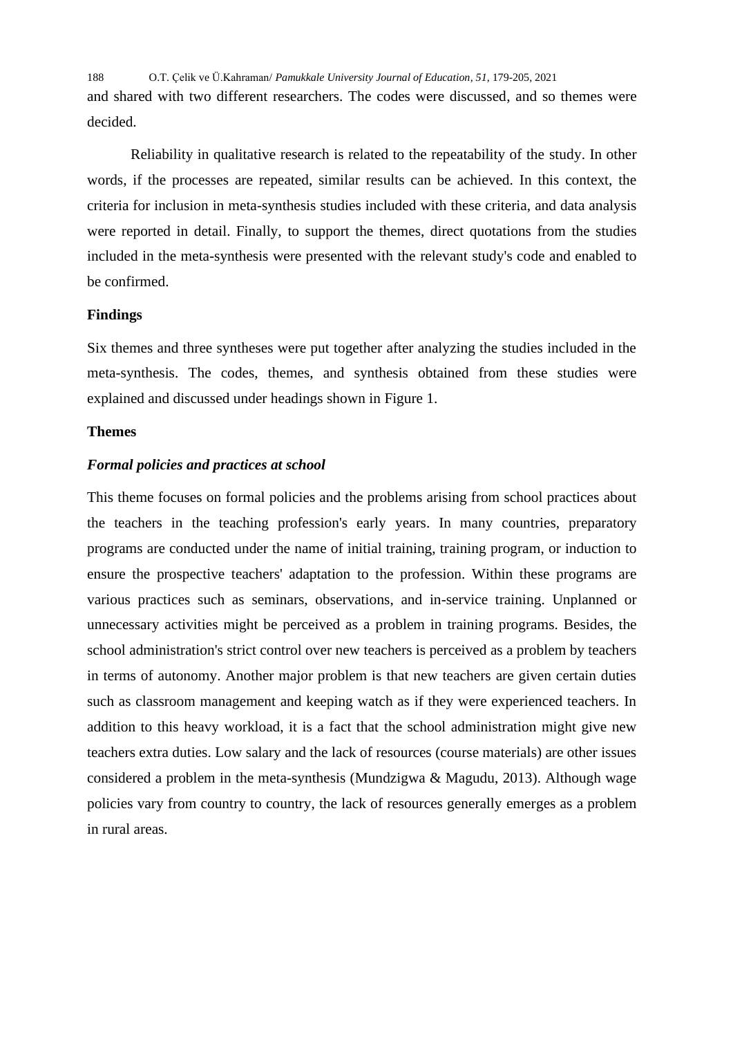and shared with two different researchers. The codes were discussed, and so themes were decided.

Reliability in qualitative research is related to the repeatability of the study. In other words, if the processes are repeated, similar results can be achieved. In this context, the criteria for inclusion in meta-synthesis studies included with these criteria, and data analysis were reported in detail. Finally, to support the themes, direct quotations from the studies included in the meta-synthesis were presented with the relevant study's code and enabled to be confirmed.

## Findings

Six themes and three syntheses were put together after analyzing the studies included in the meta-synthesis. The codes, themes, and synthesis obtained from these studies were explained and discussed under headings shown in Figure 1.

### Themes

#### *Formal policies and practices at school*

This theme focuses on formal policies and the problems arising from school practices about the teachers in the teaching profession's early years. In many countries, preparatory programs are conducted under the name of initial training, training program, or induction to ensure the prospective teachers' adaptation to the profession. Within these programs are various practices such as seminars, observations, and in-service training. Unplanned or unnecessary activities might be perceived as a problem in training programs. Besides, the school administration's strict control over new teachers is perceived as a problem by teachers in terms of autonomy. Another major problem is that new teachers are given certain duties such as classroom management and keeping watch as if they were experienced teachers. In addition to this heavy workload, it is a fact that the school administration might give new teachers extra duties. Low salary and the lack of resources (course materials) are other issues considered a problem in the meta-synthesis (Mundzigwa & Magudu, 2013). Although wage policies vary from country to country, the lack of resources generally emerges as a problem in rural areas.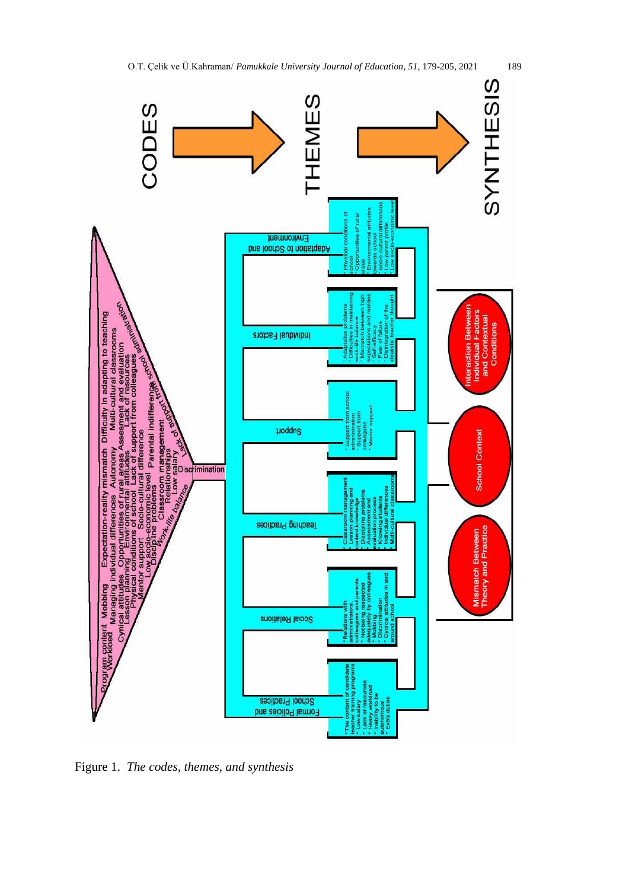CODES → THEMES → SYNTHESIS

**CODES**

Program content, Mobbing, Expectation-reality mismatch, Difficulty in adapting to teaching, Workload, Managing individual differences, Autonomy, Multi-cultural classrooms, Cynical attitudes, Opportunities of rural areas, Assesment and evaluation, Lesson planning, Environmental attitudes, Lack of resources, Physical conditions of school, Lack of support from colleagues, Mentor support, Socio-cultural difference, Low socio-economic level, Parental indifference, Discipline problems, Classroom management, Lack of support from school administration, Relationships, Low salary, Work-life balance, Discrimination

**THEMES**

**Adaptation to School and Environment**
- Physical conditions of school
- Opportunities of rural areas
- Environmental attitudes towards school
- Socio-cultural differences
- Low parent profile
- Low socio-economic level

**Individual Factors**
- Adaptation problems
- Difficulties in maintaining work-life balance
- Mismatch between high expectations and realities
- Self-efficacy
- Fear of failure
- Disintegration of the idealistic teacher thought

**Support**
- Support from school administration
- Support from colleagues
- Mentor support

**Teaching Practices**
- Classroom management
- Lesson planning and content knowledge
- Discipline problems
- Assessment and evaluation process
- Knowing students
- Individual differences
- Multi-cultural classrooms

**Social Relations**
- Relations with administrators, colleagues and parents
- Not being respected adequately by colleagues
- Mobbing
- Discrimination
- Cynical attitudes in and around school

**Formal Policies and School Practices**
- The content of candidate teacher training programs
- Low salary
- Lack of resources
- Heavy workload
- Inability to be autonomous
- Extra duties

**SYNTHESIS**

- Interaction Between Individual Factors and Contextual Conditions
- School Context
- Mismatch Between Theory and Practice

Figure 1. *The codes, themes, and synthesis*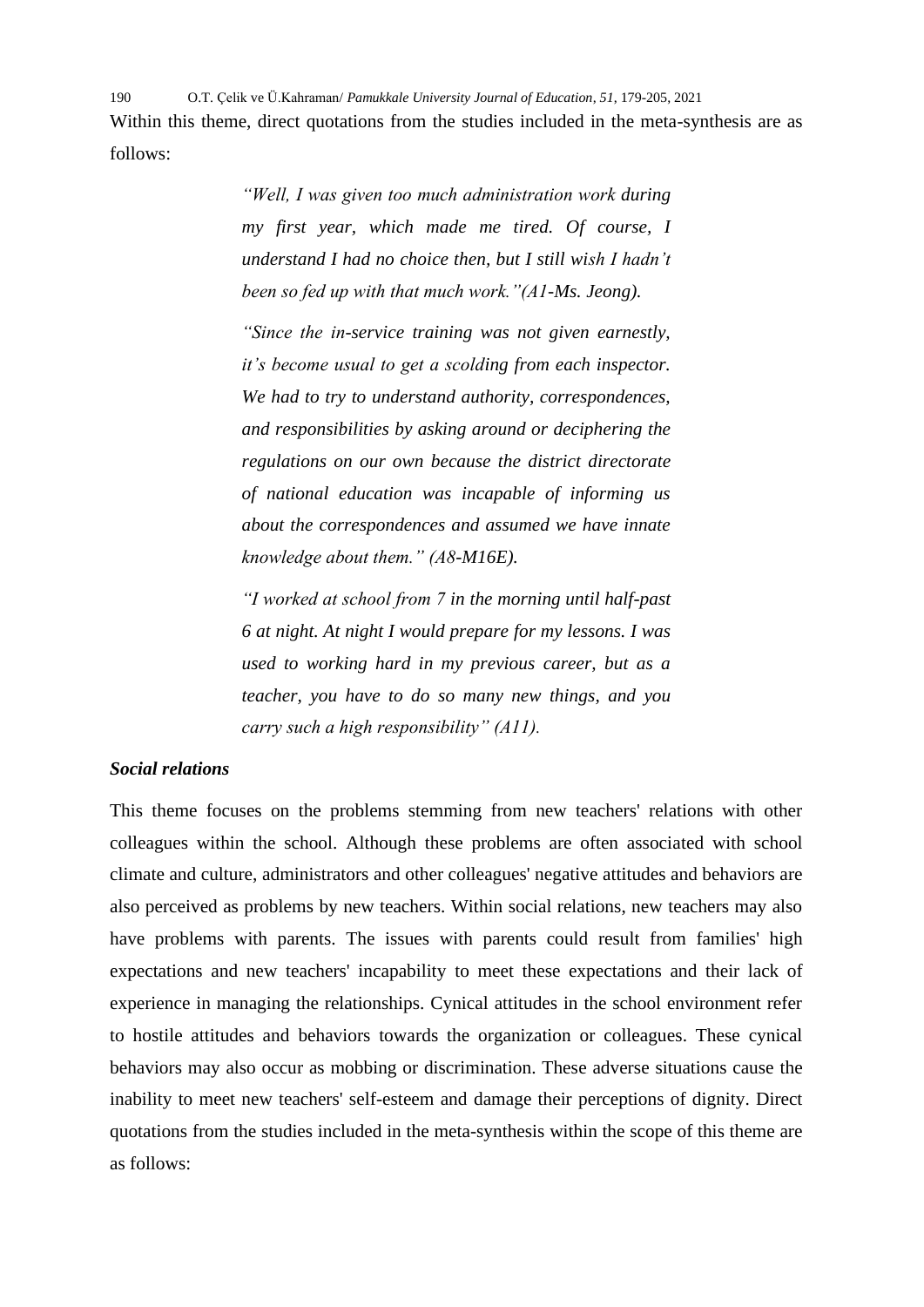Within this theme, direct quotations from the studies included in the meta-synthesis are as follows:

> *"Well, I was given too much administration work during my first year, which made me tired. Of course, I understand I had no choice then, but I still wish I hadn't been so fed up with that much work."(A1-Ms. Jeong).*
>
> *"Since the in-service training was not given earnestly, it's become usual to get a scolding from each inspector. We had to try to understand authority, correspondences, and responsibilities by asking around or deciphering the regulations on our own because the district directorate of national education was incapable of informing us about the correspondences and assumed we have innate knowledge about them." (A8-M16E).*
>
> *"I worked at school from 7 in the morning until half-past 6 at night. At night I would prepare for my lessons. I was used to working hard in my previous career, but as a teacher, you have to do so many new things, and you carry such a high responsibility" (A11).*

***Social relations***

This theme focuses on the problems stemming from new teachers' relations with other colleagues within the school. Although these problems are often associated with school climate and culture, administrators and other colleagues' negative attitudes and behaviors are also perceived as problems by new teachers. Within social relations, new teachers may also have problems with parents. The issues with parents could result from families' high expectations and new teachers' incapability to meet these expectations and their lack of experience in managing the relationships. Cynical attitudes in the school environment refer to hostile attitudes and behaviors towards the organization or colleagues. These cynical behaviors may also occur as mobbing or discrimination. These adverse situations cause the inability to meet new teachers' self-esteem and damage their perceptions of dignity. Direct quotations from the studies included in the meta-synthesis within the scope of this theme are as follows: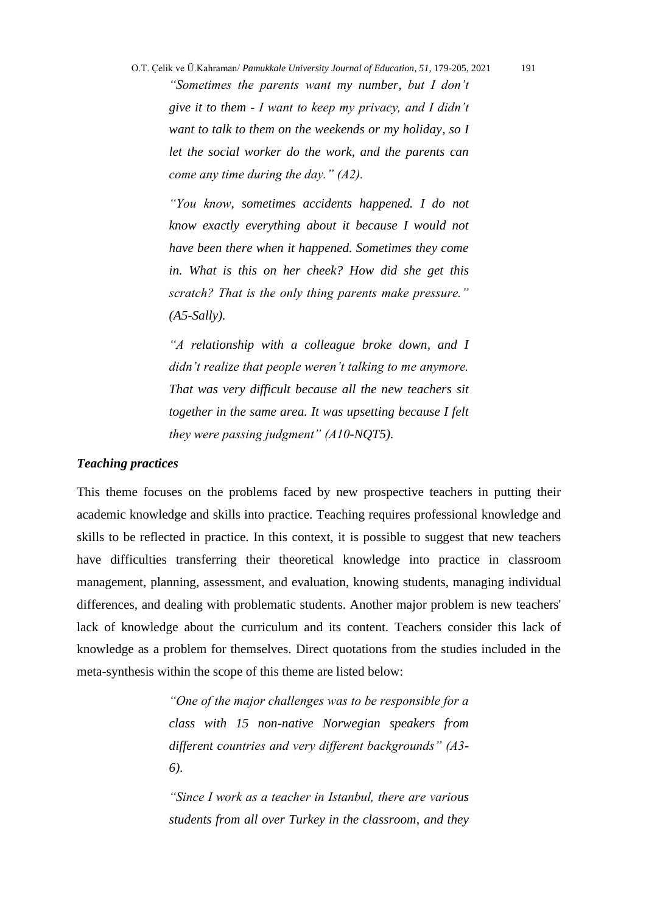*“Sometimes the parents want my number, but I don’t give it to them - I want to keep my privacy, and I didn’t want to talk to them on the weekends or my holiday, so I let the social worker do the work, and the parents can come any time during the day.” (A2).*

*“You know, sometimes accidents happened. I do not know exactly everything about it because I would not have been there when it happened. Sometimes they come in. What is this on her cheek? How did she get this scratch? That is the only thing parents make pressure.” (A5-Sally).*

*“A relationship with a colleague broke down, and I didn’t realize that people weren’t talking to me anymore. That was very difficult because all the new teachers sit together in the same area. It was upsetting because I felt they were passing judgment” (A10-NQT5).*

***Teaching practices***

This theme focuses on the problems faced by new prospective teachers in putting their academic knowledge and skills into practice. Teaching requires professional knowledge and skills to be reflected in practice. In this context, it is possible to suggest that new teachers have difficulties transferring their theoretical knowledge into practice in classroom management, planning, assessment, and evaluation, knowing students, managing individual differences, and dealing with problematic students. Another major problem is new teachers' lack of knowledge about the curriculum and its content. Teachers consider this lack of knowledge as a problem for themselves. Direct quotations from the studies included in the meta-synthesis within the scope of this theme are listed below:

*“One of the major challenges was to be responsible for a class with 15 non-native Norwegian speakers from different countries and very different backgrounds” (A3-6).*

*“Since I work as a teacher in Istanbul, there are various students from all over Turkey in the classroom, and they*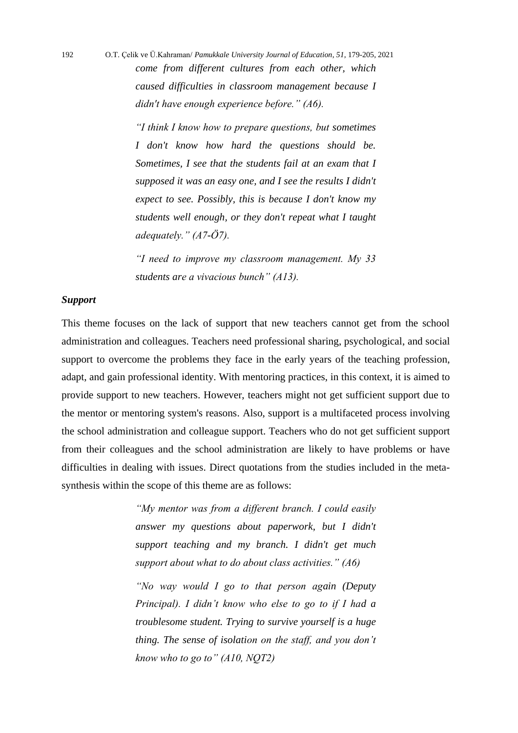*come from different cultures from each other, which caused difficulties in classroom management because I didn't have enough experience before." (A6).*

*"I think I know how to prepare questions, but sometimes I don't know how hard the questions should be. Sometimes, I see that the students fail at an exam that I supposed it was an easy one, and I see the results I didn't expect to see. Possibly, this is because I don't know my students well enough, or they don't repeat what I taught adequately." (A7-Ö7).*

*"I need to improve my classroom management. My 33 students are a vivacious bunch" (A13).*

### *Support*

This theme focuses on the lack of support that new teachers cannot get from the school administration and colleagues. Teachers need professional sharing, psychological, and social support to overcome the problems they face in the early years of the teaching profession, adapt, and gain professional identity. With mentoring practices, in this context, it is aimed to provide support to new teachers. However, teachers might not get sufficient support due to the mentor or mentoring system's reasons. Also, support is a multifaceted process involving the school administration and colleague support. Teachers who do not get sufficient support from their colleagues and the school administration are likely to have problems or have difficulties in dealing with issues. Direct quotations from the studies included in the meta-synthesis within the scope of this theme are as follows:

*"My mentor was from a different branch. I could easily answer my questions about paperwork, but I didn't support teaching and my branch. I didn't get much support about what to do about class activities." (A6)*

*"No way would I go to that person again (Deputy Principal). I didn't know who else to go to if I had a troublesome student. Trying to survive yourself is a huge thing. The sense of isolation on the staff, and you don't know who to go to" (A10, NQT2)*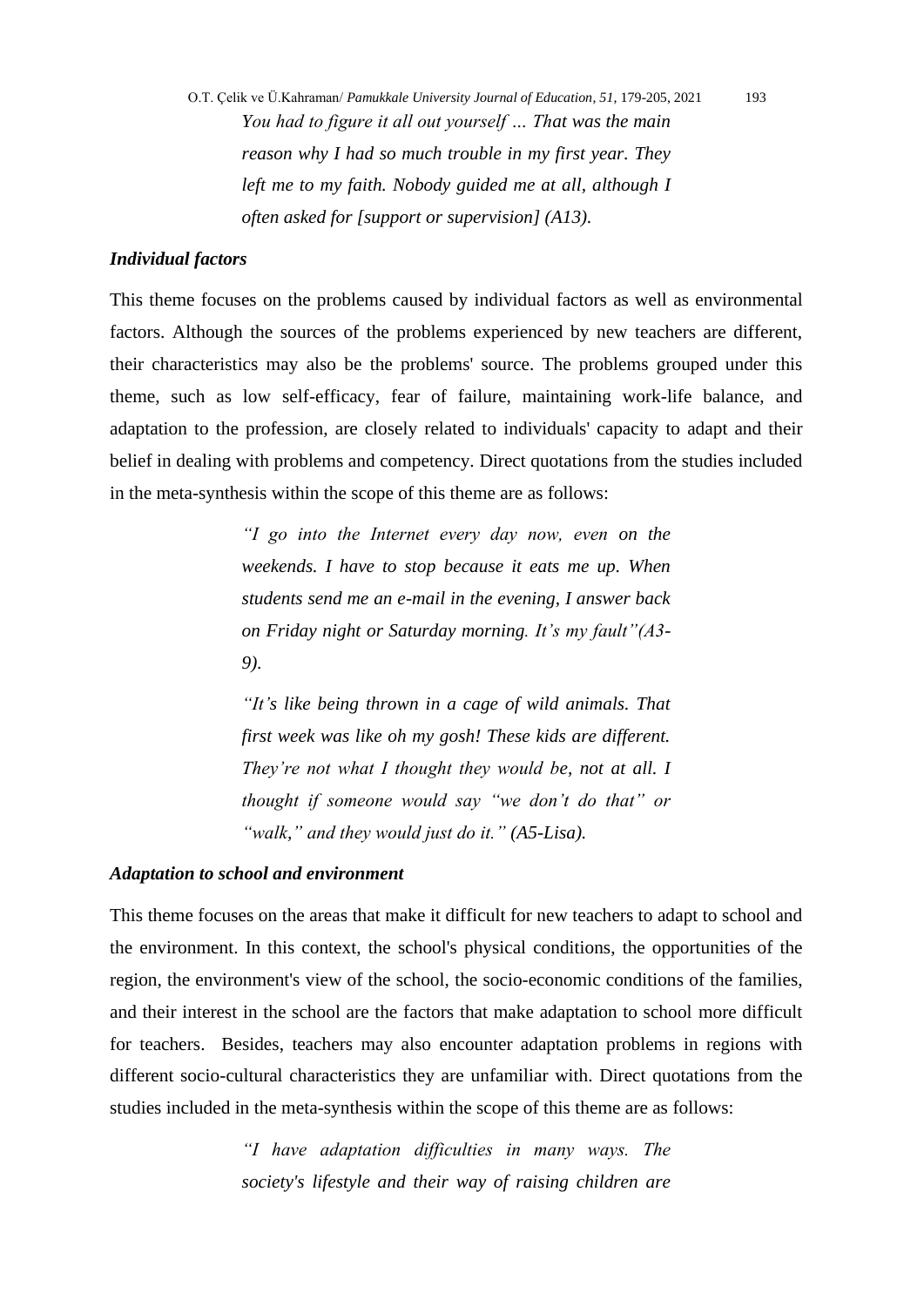> *You had to figure it all out yourself … That was the main reason why I had so much trouble in my first year. They left me to my faith. Nobody guided me at all, although I often asked for [support or supervision] (A13).*

### *Individual factors*

This theme focuses on the problems caused by individual factors as well as environmental factors. Although the sources of the problems experienced by new teachers are different, their characteristics may also be the problems' source. The problems grouped under this theme, such as low self-efficacy, fear of failure, maintaining work-life balance, and adaptation to the profession, are closely related to individuals' capacity to adapt and their belief in dealing with problems and competency. Direct quotations from the studies included in the meta-synthesis within the scope of this theme are as follows:

> *"I go into the Internet every day now, even on the weekends. I have to stop because it eats me up. When students send me an e-mail in the evening, I answer back on Friday night or Saturday morning. It's my fault"(A3-9).*

> *"It's like being thrown in a cage of wild animals. That first week was like oh my gosh! These kids are different. They're not what I thought they would be, not at all. I thought if someone would say "we don't do that" or "walk," and they would just do it." (A5-Lisa).*

### *Adaptation to school and environment*

This theme focuses on the areas that make it difficult for new teachers to adapt to school and the environment. In this context, the school's physical conditions, the opportunities of the region, the environment's view of the school, the socio-economic conditions of the families, and their interest in the school are the factors that make adaptation to school more difficult for teachers. Besides, teachers may also encounter adaptation problems in regions with different socio-cultural characteristics they are unfamiliar with. Direct quotations from the studies included in the meta-synthesis within the scope of this theme are as follows:

> *"I have adaptation difficulties in many ways. The society's lifestyle and their way of raising children are*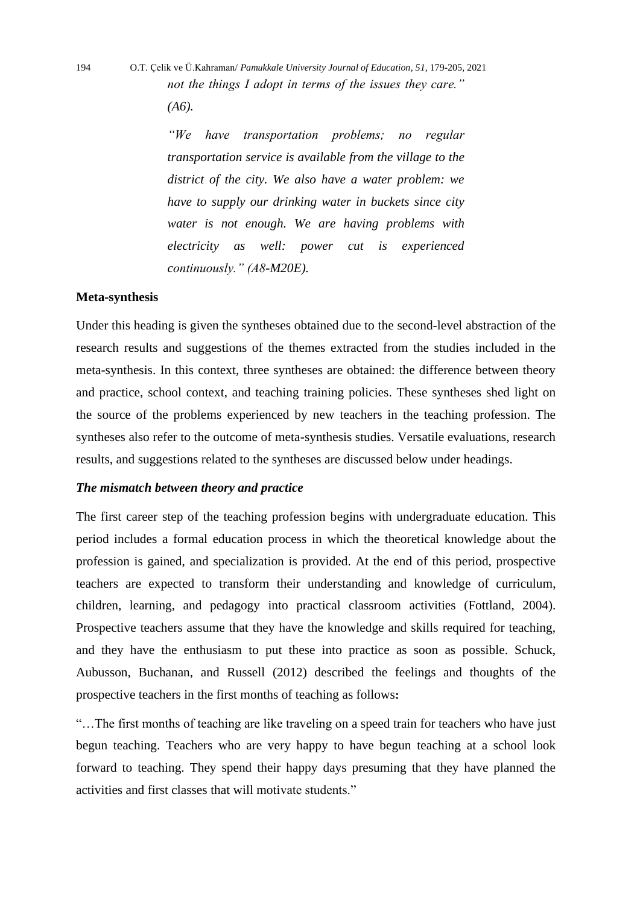*not the things I adopt in terms of the issues they care." (A6).*

*"We have transportation problems; no regular transportation service is available from the village to the district of the city. We also have a water problem: we have to supply our drinking water in buckets since city water is not enough. We are having problems with electricity as well: power cut is experienced continuously." (A8-M20E).*

**Meta-synthesis**

Under this heading is given the syntheses obtained due to the second-level abstraction of the research results and suggestions of the themes extracted from the studies included in the meta-synthesis. In this context, three syntheses are obtained: the difference between theory and practice, school context, and teaching training policies. These syntheses shed light on the source of the problems experienced by new teachers in the teaching profession. The syntheses also refer to the outcome of meta-synthesis studies. Versatile evaluations, research results, and suggestions related to the syntheses are discussed below under headings.

***The mismatch between theory and practice***

The first career step of the teaching profession begins with undergraduate education. This period includes a formal education process in which the theoretical knowledge about the profession is gained, and specialization is provided. At the end of this period, prospective teachers are expected to transform their understanding and knowledge of curriculum, children, learning, and pedagogy into practical classroom activities (Fottland, 2004). Prospective teachers assume that they have the knowledge and skills required for teaching, and they have the enthusiasm to put these into practice as soon as possible. Schuck, Aubusson, Buchanan, and Russell (2012) described the feelings and thoughts of the prospective teachers in the first months of teaching as follows**:**

"…The first months of teaching are like traveling on a speed train for teachers who have just begun teaching. Teachers who are very happy to have begun teaching at a school look forward to teaching. They spend their happy days presuming that they have planned the activities and first classes that will motivate students."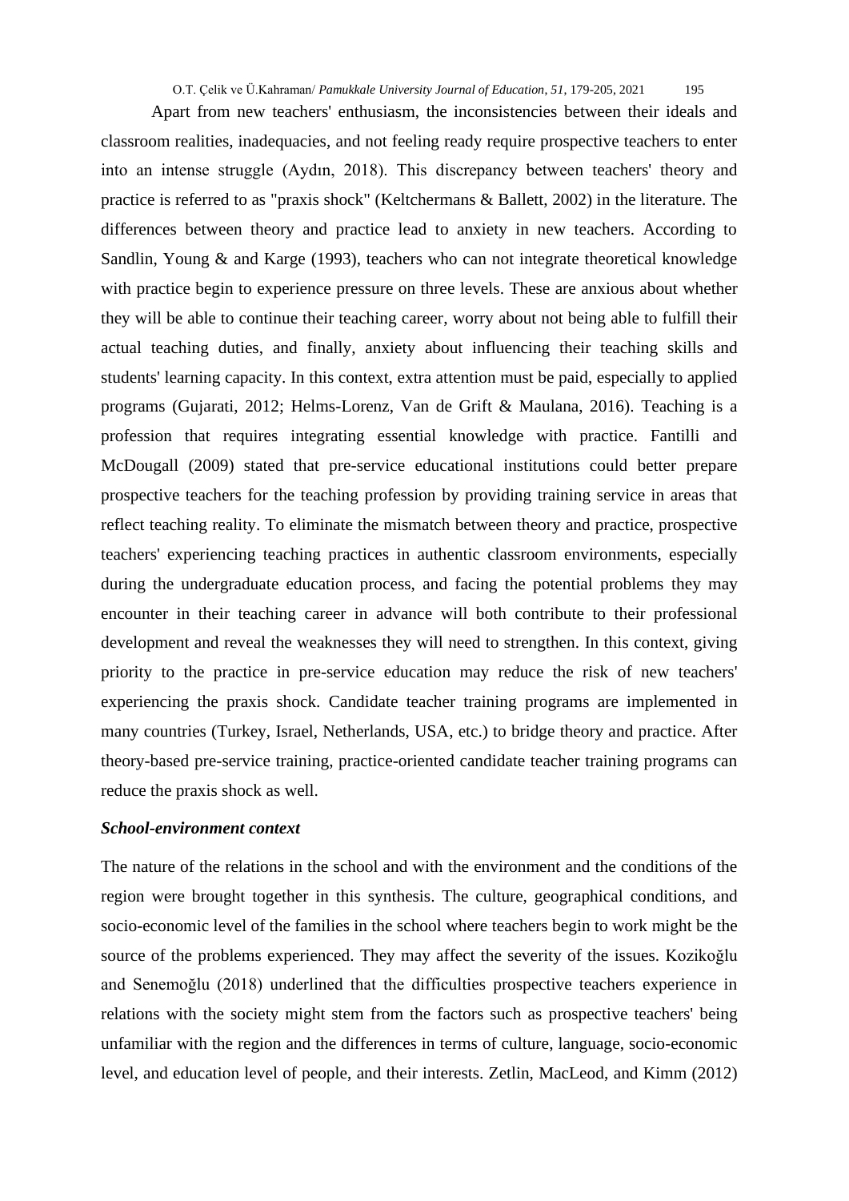Apart from new teachers' enthusiasm, the inconsistencies between their ideals and classroom realities, inadequacies, and not feeling ready require prospective teachers to enter into an intense struggle (Aydın, 2018). This discrepancy between teachers' theory and practice is referred to as "praxis shock" (Keltchermans & Ballett, 2002) in the literature. The differences between theory and practice lead to anxiety in new teachers. According to Sandlin, Young & and Karge (1993), teachers who can not integrate theoretical knowledge with practice begin to experience pressure on three levels. These are anxious about whether they will be able to continue their teaching career, worry about not being able to fulfill their actual teaching duties, and finally, anxiety about influencing their teaching skills and students' learning capacity. In this context, extra attention must be paid, especially to applied programs (Gujarati, 2012; Helms-Lorenz, Van de Grift & Maulana, 2016). Teaching is a profession that requires integrating essential knowledge with practice. Fantilli and McDougall (2009) stated that pre-service educational institutions could better prepare prospective teachers for the teaching profession by providing training service in areas that reflect teaching reality. To eliminate the mismatch between theory and practice, prospective teachers' experiencing teaching practices in authentic classroom environments, especially during the undergraduate education process, and facing the potential problems they may encounter in their teaching career in advance will both contribute to their professional development and reveal the weaknesses they will need to strengthen. In this context, giving priority to the practice in pre-service education may reduce the risk of new teachers' experiencing the praxis shock. Candidate teacher training programs are implemented in many countries (Turkey, Israel, Netherlands, USA, etc.) to bridge theory and practice. After theory-based pre-service training, practice-oriented candidate teacher training programs can reduce the praxis shock as well.

***School-environment context***

The nature of the relations in the school and with the environment and the conditions of the region were brought together in this synthesis. The culture, geographical conditions, and socio-economic level of the families in the school where teachers begin to work might be the source of the problems experienced. They may affect the severity of the issues. Kozikoğlu and Senemoğlu (2018) underlined that the difficulties prospective teachers experience in relations with the society might stem from the factors such as prospective teachers' being unfamiliar with the region and the differences in terms of culture, language, socio-economic level, and education level of people, and their interests. Zetlin, MacLeod, and Kimm (2012)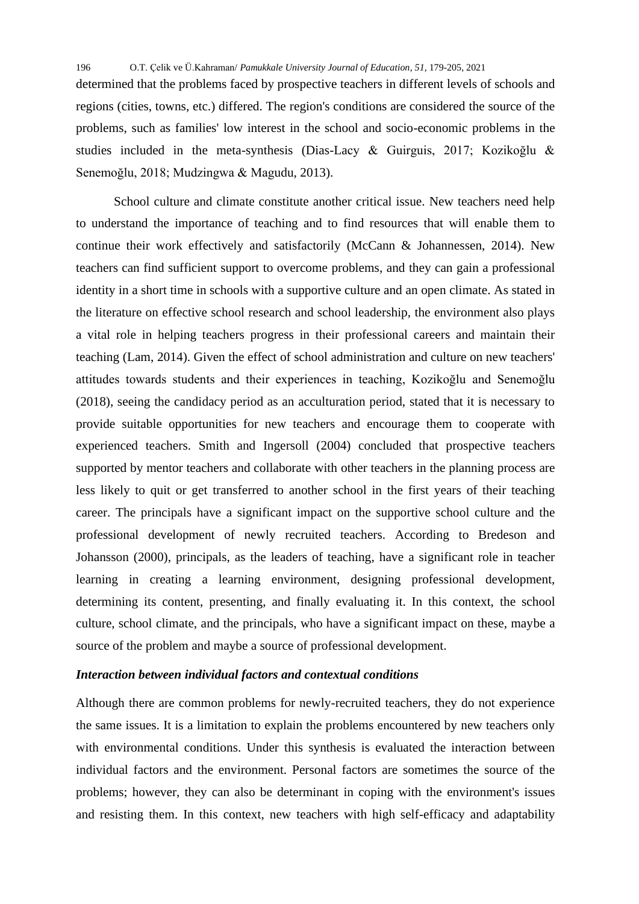determined that the problems faced by prospective teachers in different levels of schools and regions (cities, towns, etc.) differed. The region's conditions are considered the source of the problems, such as families' low interest in the school and socio-economic problems in the studies included in the meta-synthesis (Dias-Lacy & Guirguis, 2017; Kozikoğlu & Senemoğlu, 2018; Mudzingwa & Magudu, 2013).

School culture and climate constitute another critical issue. New teachers need help to understand the importance of teaching and to find resources that will enable them to continue their work effectively and satisfactorily (McCann & Johannessen, 2014). New teachers can find sufficient support to overcome problems, and they can gain a professional identity in a short time in schools with a supportive culture and an open climate. As stated in the literature on effective school research and school leadership, the environment also plays a vital role in helping teachers progress in their professional careers and maintain their teaching (Lam, 2014). Given the effect of school administration and culture on new teachers' attitudes towards students and their experiences in teaching, Kozikoğlu and Senemoğlu (2018), seeing the candidacy period as an acculturation period, stated that it is necessary to provide suitable opportunities for new teachers and encourage them to cooperate with experienced teachers. Smith and Ingersoll (2004) concluded that prospective teachers supported by mentor teachers and collaborate with other teachers in the planning process are less likely to quit or get transferred to another school in the first years of their teaching career. The principals have a significant impact on the supportive school culture and the professional development of newly recruited teachers. According to Bredeson and Johansson (2000), principals, as the leaders of teaching, have a significant role in teacher learning in creating a learning environment, designing professional development, determining its content, presenting, and finally evaluating it. In this context, the school culture, school climate, and the principals, who have a significant impact on these, maybe a source of the problem and maybe a source of professional development.

***Interaction between individual factors and contextual conditions***

Although there are common problems for newly-recruited teachers, they do not experience the same issues. It is a limitation to explain the problems encountered by new teachers only with environmental conditions. Under this synthesis is evaluated the interaction between individual factors and the environment. Personal factors are sometimes the source of the problems; however, they can also be determinant in coping with the environment's issues and resisting them. In this context, new teachers with high self-efficacy and adaptability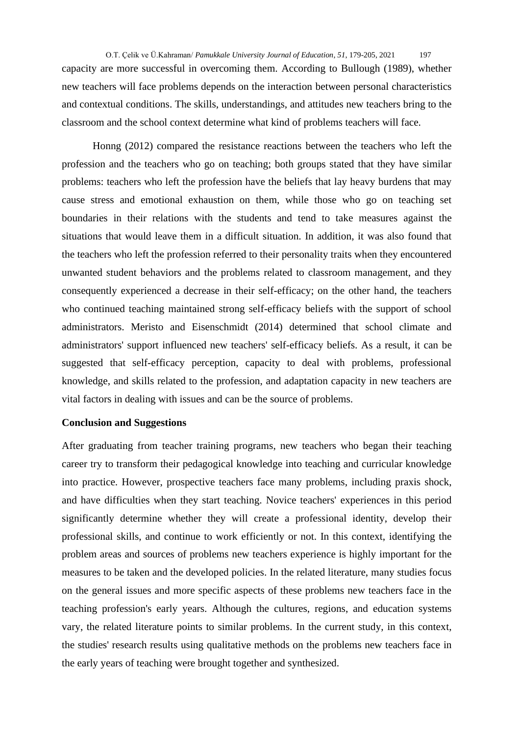capacity are more successful in overcoming them. According to Bullough (1989), whether new teachers will face problems depends on the interaction between personal characteristics and contextual conditions. The skills, understandings, and attitudes new teachers bring to the classroom and the school context determine what kind of problems teachers will face.

Honng (2012) compared the resistance reactions between the teachers who left the profession and the teachers who go on teaching; both groups stated that they have similar problems: teachers who left the profession have the beliefs that lay heavy burdens that may cause stress and emotional exhaustion on them, while those who go on teaching set boundaries in their relations with the students and tend to take measures against the situations that would leave them in a difficult situation. In addition, it was also found that the teachers who left the profession referred to their personality traits when they encountered unwanted student behaviors and the problems related to classroom management, and they consequently experienced a decrease in their self-efficacy; on the other hand, the teachers who continued teaching maintained strong self-efficacy beliefs with the support of school administrators. Meristo and Eisenschmidt (2014) determined that school climate and administrators' support influenced new teachers' self-efficacy beliefs. As a result, it can be suggested that self-efficacy perception, capacity to deal with problems, professional knowledge, and skills related to the profession, and adaptation capacity in new teachers are vital factors in dealing with issues and can be the source of problems.

## Conclusion and Suggestions

After graduating from teacher training programs, new teachers who began their teaching career try to transform their pedagogical knowledge into teaching and curricular knowledge into practice. However, prospective teachers face many problems, including praxis shock, and have difficulties when they start teaching. Novice teachers' experiences in this period significantly determine whether they will create a professional identity, develop their professional skills, and continue to work efficiently or not. In this context, identifying the problem areas and sources of problems new teachers experience is highly important for the measures to be taken and the developed policies. In the related literature, many studies focus on the general issues and more specific aspects of these problems new teachers face in the teaching profession's early years. Although the cultures, regions, and education systems vary, the related literature points to similar problems. In the current study, in this context, the studies' research results using qualitative methods on the problems new teachers face in the early years of teaching were brought together and synthesized.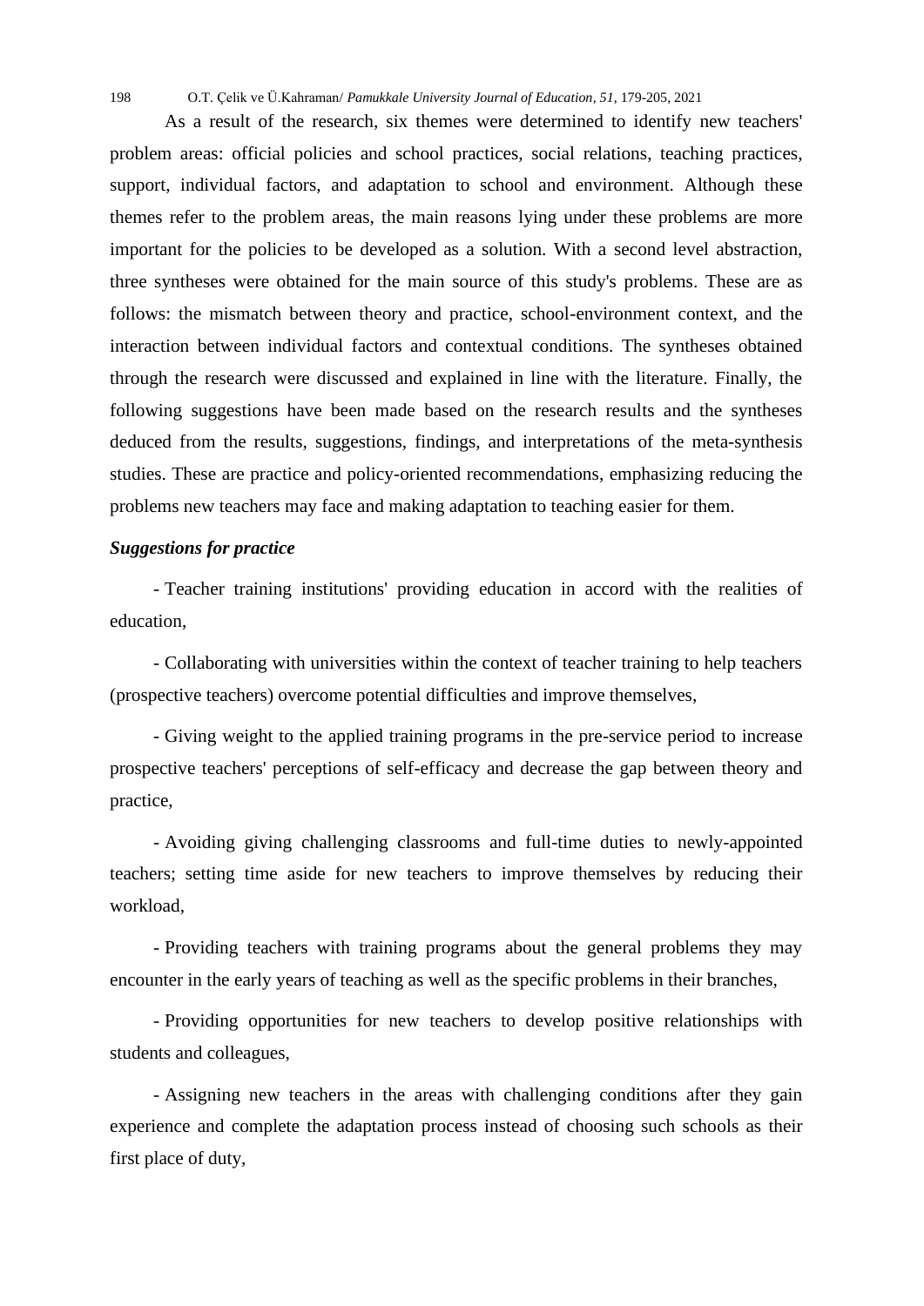As a result of the research, six themes were determined to identify new teachers' problem areas: official policies and school practices, social relations, teaching practices, support, individual factors, and adaptation to school and environment. Although these themes refer to the problem areas, the main reasons lying under these problems are more important for the policies to be developed as a solution. With a second level abstraction, three syntheses were obtained for the main source of this study's problems. These are as follows: the mismatch between theory and practice, school-environment context, and the interaction between individual factors and contextual conditions. The syntheses obtained through the research were discussed and explained in line with the literature. Finally, the following suggestions have been made based on the research results and the syntheses deduced from the results, suggestions, findings, and interpretations of the meta-synthesis studies. These are practice and policy-oriented recommendations, emphasizing reducing the problems new teachers may face and making adaptation to teaching easier for them.

***Suggestions for practice***

- Teacher training institutions' providing education in accord with the realities of education,

- Collaborating with universities within the context of teacher training to help teachers (prospective teachers) overcome potential difficulties and improve themselves,

- Giving weight to the applied training programs in the pre-service period to increase prospective teachers' perceptions of self-efficacy and decrease the gap between theory and practice,

- Avoiding giving challenging classrooms and full-time duties to newly-appointed teachers; setting time aside for new teachers to improve themselves by reducing their workload,

- Providing teachers with training programs about the general problems they may encounter in the early years of teaching as well as the specific problems in their branches,

- Providing opportunities for new teachers to develop positive relationships with students and colleagues,

- Assigning new teachers in the areas with challenging conditions after they gain experience and complete the adaptation process instead of choosing such schools as their first place of duty,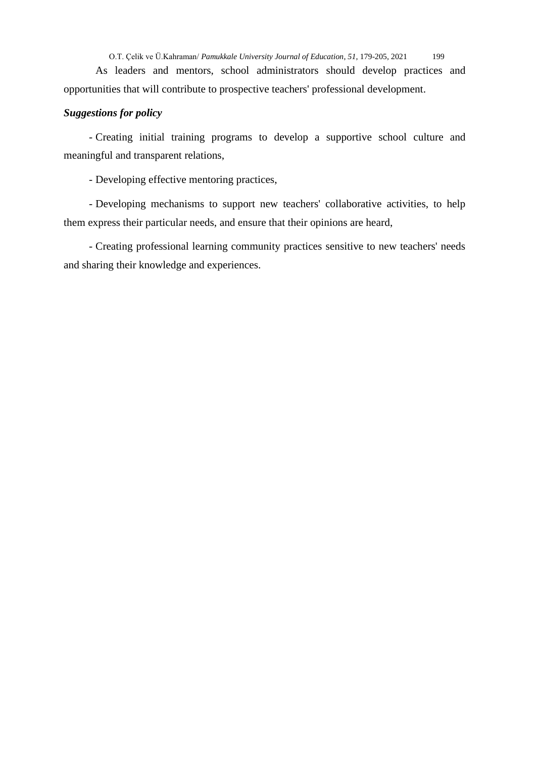As leaders and mentors, school administrators should develop practices and opportunities that will contribute to prospective teachers' professional development.

***Suggestions for policy***

- Creating initial training programs to develop a supportive school culture and meaningful and transparent relations,

- Developing effective mentoring practices,

- Developing mechanisms to support new teachers' collaborative activities, to help them express their particular needs, and ensure that their opinions are heard,

- Creating professional learning community practices sensitive to new teachers' needs and sharing their knowledge and experiences.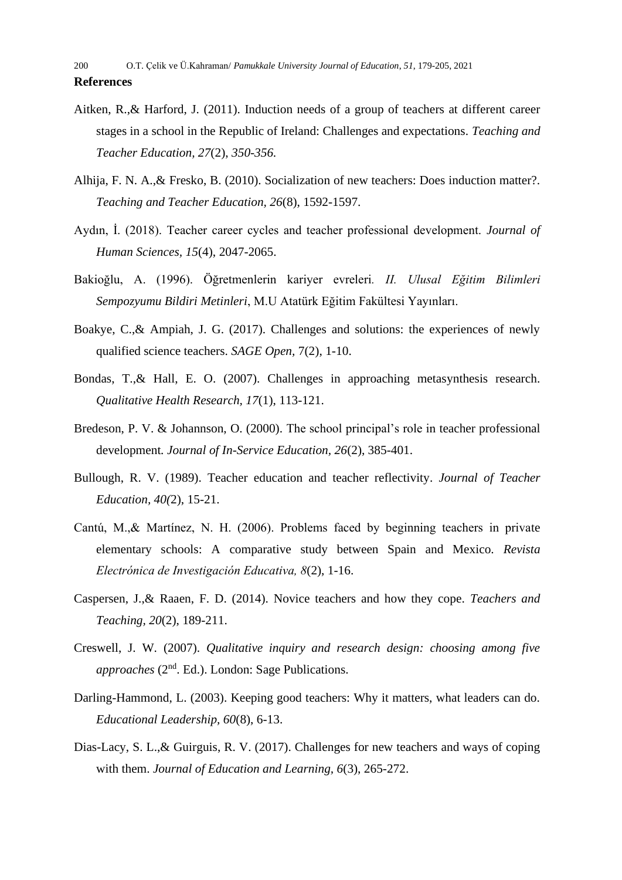**References**

Aitken, R.,& Harford, J. (2011). Induction needs of a group of teachers at different career stages in a school in the Republic of Ireland: Challenges and expectations. *Teaching and Teacher Education, 27*(2)*, 350-356.*

Alhija, F. N. A.,& Fresko, B. (2010). Socialization of new teachers: Does induction matter?. *Teaching and Teacher Education, 26*(8), 1592-1597.

Aydın, İ. (2018). Teacher career cycles and teacher professional development. *Journal of Human Sciences, 15*(4), 2047-2065.

Bakioğlu, A. (1996). Öğretmenlerin kariyer evreleri*. II. Ulusal Eğitim Bilimleri Sempozyumu Bildiri Metinleri*, M.U Atatürk Eğitim Fakültesi Yayınları.

Boakye, C.,& Ampiah, J. G. (2017). Challenges and solutions: the experiences of newly qualified science teachers. *SAGE Open*, 7(2), 1-10.

Bondas, T.,& Hall, E. O. (2007). Challenges in approaching metasynthesis research. *Qualitative Health Research, 17*(1), 113-121.

Bredeson, P. V. & Johannson, O. (2000). The school principal's role in teacher professional development*. Journal of In-Service Education, 26*(2), 385-401.

Bullough, R. V. (1989). Teacher education and teacher reflectivity. *Journal of Teacher Education, 40(*2), 15-21.

Cantú, M.,& Martínez, N. H. (2006). Problems faced by beginning teachers in private elementary schools: A comparative study between Spain and Mexico. *Revista Electrónica de Investigación Educativa, 8*(2), 1-16.

Caspersen, J.,& Raaen, F. D. (2014). Novice teachers and how they cope. *Teachers and Teaching, 20*(2), 189-211.

Creswell, J. W. (2007). *Qualitative inquiry and research design: choosing among five approaches* (2nd. Ed.). London: Sage Publications.

Darling-Hammond, L. (2003). Keeping good teachers: Why it matters, what leaders can do. *Educational Leadership, 60*(8), 6-13.

Dias-Lacy, S. L.,& Guirguis, R. V. (2017). Challenges for new teachers and ways of coping with them. *Journal of Education and Learning, 6*(3), 265-272.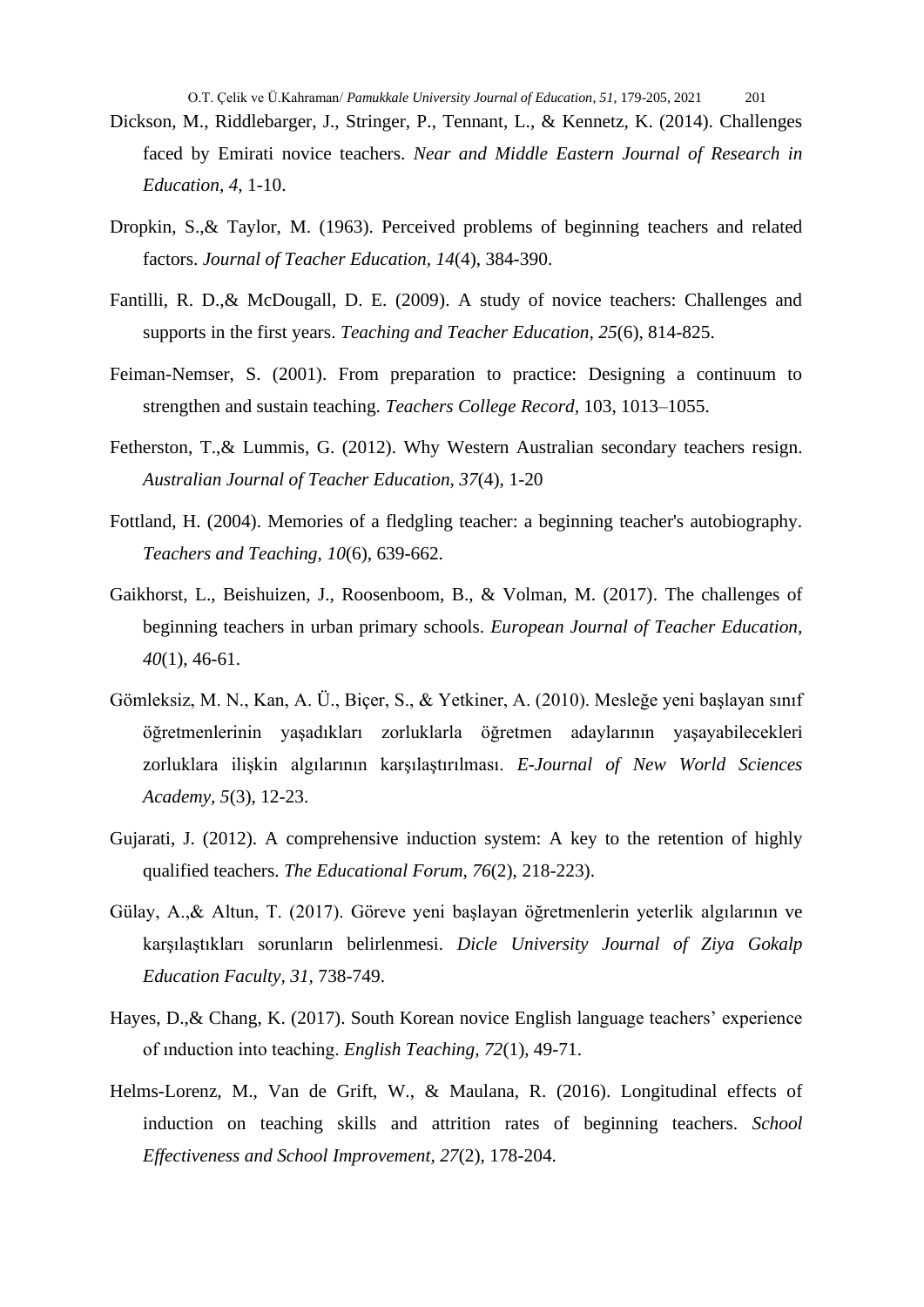Dickson, M., Riddlebarger, J., Stringer, P., Tennant, L., & Kennetz, K. (2014). Challenges faced by Emirati novice teachers. *Near and Middle Eastern Journal of Research in Education*, *4*, 1-10.

Dropkin, S.,& Taylor, M. (1963). Perceived problems of beginning teachers and related factors. *Journal of Teacher Education*, *14*(4), 384-390.

Fantilli, R. D.,& McDougall, D. E. (2009). A study of novice teachers: Challenges and supports in the first years. *Teaching and Teacher Education, 25*(6), 814-825.

Feiman-Nemser, S. (2001). From preparation to practice: Designing a continuum to strengthen and sustain teaching. *Teachers College Record*, 103, 1013–1055.

Fetherston, T.,& Lummis, G. (2012). Why Western Australian secondary teachers resign. *Australian Journal of Teacher Education, 37*(4), 1-20

Fottland, H. (2004). Memories of a fledgling teacher: a beginning teacher's autobiography. *Teachers and Teaching*, *10*(6), 639-662.

Gaikhorst, L., Beishuizen, J., Roosenboom, B., & Volman, M. (2017). The challenges of beginning teachers in urban primary schools. *European Journal of Teacher Education, 40*(1), 46-61.

Gömleksiz, M. N., Kan, A. Ü., Biçer, S., & Yetkiner, A. (2010). Mesleğe yeni başlayan sınıf öğretmenlerinin yaşadıkları zorluklarla öğretmen adaylarının yaşayabilecekleri zorluklara ilişkin algılarının karşılaştırılması. *E-Journal of New World Sciences Academy*, *5*(3), 12-23.

Gujarati, J. (2012). A comprehensive induction system: A key to the retention of highly qualified teachers. *The Educational Forum, 76*(2), 218-223).

Gülay, A.,& Altun, T. (2017). Göreve yeni başlayan öğretmenlerin yeterlik algılarının ve karşılaştıkları sorunların belirlenmesi. *Dicle University Journal of Ziya Gokalp Education Faculty*, *31*, 738-749.

Hayes, D.,& Chang, K. (2017). South Korean novice English language teachers' experience of ınduction into teaching. *English Teaching, 72*(1), 49-71.

Helms-Lorenz, M., Van de Grift, W., & Maulana, R. (2016). Longitudinal effects of induction on teaching skills and attrition rates of beginning teachers. *School Effectiveness and School Improvement, 27*(2), 178-204.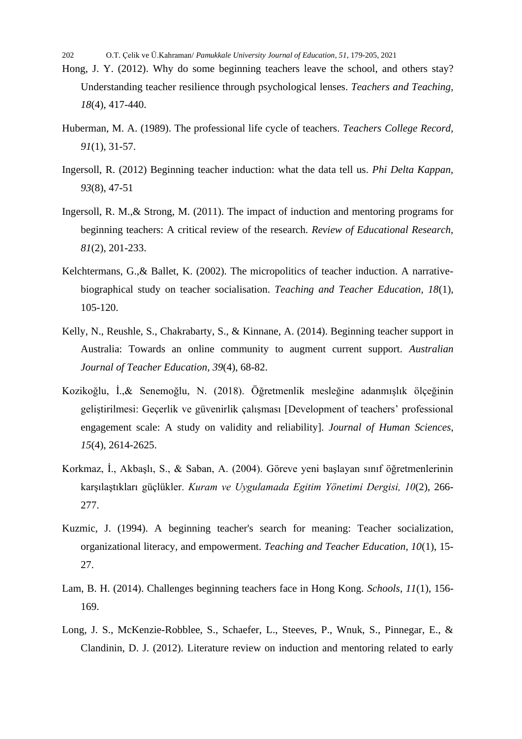Hong, J. Y. (2012). Why do some beginning teachers leave the school, and others stay? Understanding teacher resilience through psychological lenses. *Teachers and Teaching, 18*(4), 417-440.

Huberman, M. A. (1989). The professional life cycle of teachers. *Teachers College Record, 91*(1), 31-57.

Ingersoll, R. (2012) Beginning teacher induction: what the data tell us. *Phi Delta Kappan, 93*(8), 47-51

Ingersoll, R. M.,& Strong, M. (2011). The impact of induction and mentoring programs for beginning teachers: A critical review of the research. *Review of Educational Research, 81*(2), 201-233.

Kelchtermans, G.,& Ballet, K. (2002). The micropolitics of teacher induction. A narrative-biographical study on teacher socialisation. *Teaching and Teacher Education, 18*(1), 105-120.

Kelly, N., Reushle, S., Chakrabarty, S., & Kinnane, A. (2014). Beginning teacher support in Australia: Towards an online community to augment current support. *Australian Journal of Teacher Education, 39*(4), 68-82.

Kozikoğlu, İ.,& Senemoğlu, N. (2018). Öğretmenlik mesleğine adanmışlık ölçeğinin geliştirilmesi: Geçerlik ve güvenirlik çalışması [Development of teachers' professional engagement scale: A study on validity and reliability]. *Journal of Human Sciences, 15*(4), 2614-2625.

Korkmaz, İ., Akbaşlı, S., & Saban, A. (2004). Göreve yeni başlayan sınıf öğretmenlerinin karşılaştıkları güçlükler. *Kuram ve Uygulamada Egitim Yönetimi Dergisi, 10*(2), 266-277.

Kuzmic, J. (1994). A beginning teacher's search for meaning: Teacher socialization, organizational literacy, and empowerment. *Teaching and Teacher Education, 10*(1), 15-27.

Lam, B. H. (2014). Challenges beginning teachers face in Hong Kong. *Schools, 11*(1), 156-169.

Long, J. S., McKenzie-Robblee, S., Schaefer, L., Steeves, P., Wnuk, S., Pinnegar, E., & Clandinin, D. J. (2012). Literature review on induction and mentoring related to early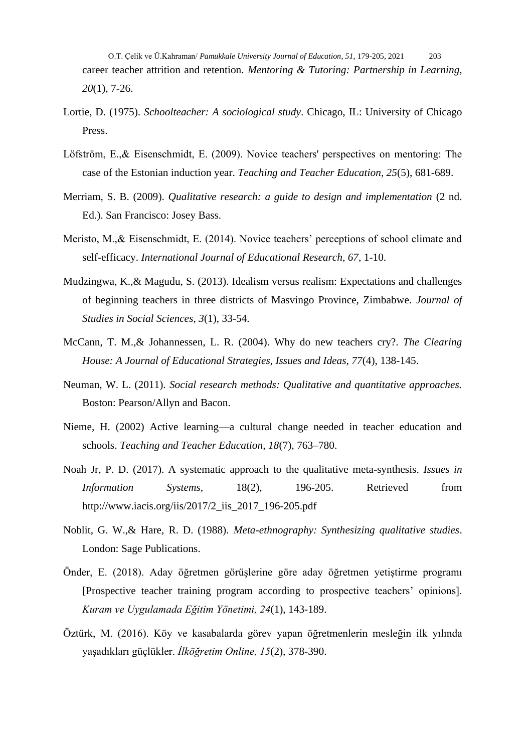career teacher attrition and retention. *Mentoring & Tutoring: Partnership in Learning, 20*(1), 7-26.

Lortie, D. (1975). *Schoolteacher: A sociological study*. Chicago, IL: University of Chicago Press.

Löfström, E.,& Eisenschmidt, E. (2009). Novice teachers' perspectives on mentoring: The case of the Estonian induction year. *Teaching and Teacher Education, 25*(5), 681-689.

Merriam, S. B. (2009). *Qualitative research: a guide to design and implementation* (2 nd. Ed.). San Francisco: Josey Bass.

Meristo, M.,& Eisenschmidt, E. (2014). Novice teachers' perceptions of school climate and self-efficacy. *International Journal of Educational Research, 67*, 1-10.

Mudzingwa, K.,& Magudu, S. (2013). Idealism versus realism: Expectations and challenges of beginning teachers in three districts of Masvingo Province, Zimbabwe. *Journal of Studies in Social Sciences, 3*(1), 33-54.

McCann, T. M.,& Johannessen, L. R. (2004). Why do new teachers cry?. *The Clearing House: A Journal of Educational Strategies, Issues and Ideas, 77*(4), 138-145.

Neuman, W. L. (2011). *Social research methods: Qualitative and quantitative approaches.* Boston: Pearson/Allyn and Bacon.

Nieme, H. (2002) Active learning—a cultural change needed in teacher education and schools. *Teaching and Teacher Education, 18*(7), 763–780.

Noah Jr, P. D. (2017). A systematic approach to the qualitative meta-synthesis. *Issues in Information Systems*, 18(2), 196-205. Retrieved from http://www.iacis.org/iis/2017/2_iis_2017_196-205.pdf

Noblit, G. W.,& Hare, R. D. (1988). *Meta-ethnography: Synthesizing qualitative studies*. London: Sage Publications.

Önder, E. (2018). Aday öğretmen görüşlerine göre aday öğretmen yetiştirme programı [Prospective teacher training program according to prospective teachers' opinions]. *Kuram ve Uygulamada Eğitim Yönetimi, 24*(1), 143-189.

Öztürk, M. (2016). Köy ve kasabalarda görev yapan öğretmenlerin mesleğin ilk yılında yaşadıkları güçlükler. *İlköğretim Online, 15*(2), 378-390.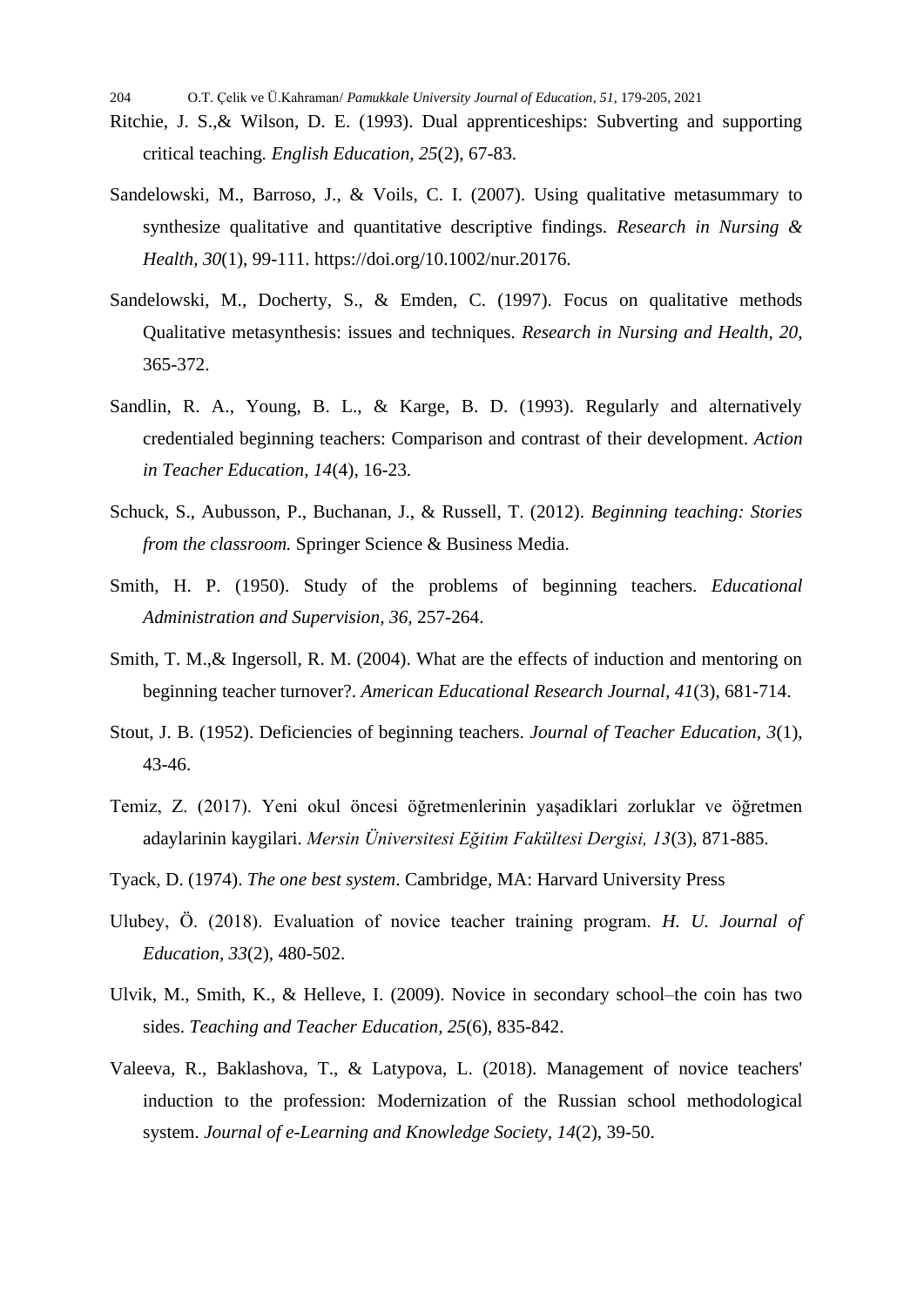Ritchie, J. S.,& Wilson, D. E. (1993). Dual apprenticeships: Subverting and supporting critical teaching. *English Education, 25*(2), 67-83.

Sandelowski, M., Barroso, J., & Voils, C. I. (2007). Using qualitative metasummary to synthesize qualitative and quantitative descriptive findings. *Research in Nursing & Health, 30*(1), 99-111. https://doi.org/10.1002/nur.20176.

Sandelowski, M., Docherty, S., & Emden, C. (1997). Focus on qualitative methods Qualitative metasynthesis: issues and techniques. *Research in Nursing and Health, 20,* 365-372.

Sandlin, R. A., Young, B. L., & Karge, B. D. (1993). Regularly and alternatively credentialed beginning teachers: Comparison and contrast of their development. *Action in Teacher Education, 14*(4), 16-23.

Schuck, S., Aubusson, P., Buchanan, J., & Russell, T. (2012). *Beginning teaching: Stories from the classroom.* Springer Science & Business Media.

Smith, H. P. (1950). Study of the problems of beginning teachers. *Educational Administration and Supervision, 36,* 257-264.

Smith, T. M.,& Ingersoll, R. M. (2004). What are the effects of induction and mentoring on beginning teacher turnover?. *American Educational Research Journal*, *41*(3), 681-714.

Stout, J. B. (1952). Deficiencies of beginning teachers. *Journal of Teacher Education, 3*(1), 43-46.

Temiz, Z. (2017). Yeni okul öncesi öğretmenlerinin yaşadiklari zorluklar ve öğretmen adaylarinin kaygilari. *Mersin Üniversitesi Eğitim Fakültesi Dergisi, 13*(3), 871-885.

Tyack, D. (1974). *The one best system*. Cambridge, MA: Harvard University Press

Ulubey, Ö. (2018). Evaluation of novice teacher training program. *H. U. Journal of Education, 33*(2), 480-502.

Ulvik, M., Smith, K., & Helleve, I. (2009). Novice in secondary school–the coin has two sides. *Teaching and Teacher Education, 25*(6), 835-842.

Valeeva, R., Baklashova, T., & Latypova, L. (2018). Management of novice teachers' induction to the profession: Modernization of the Russian school methodological system. *Journal of e-Learning and Knowledge Society*, *14*(2), 39-50.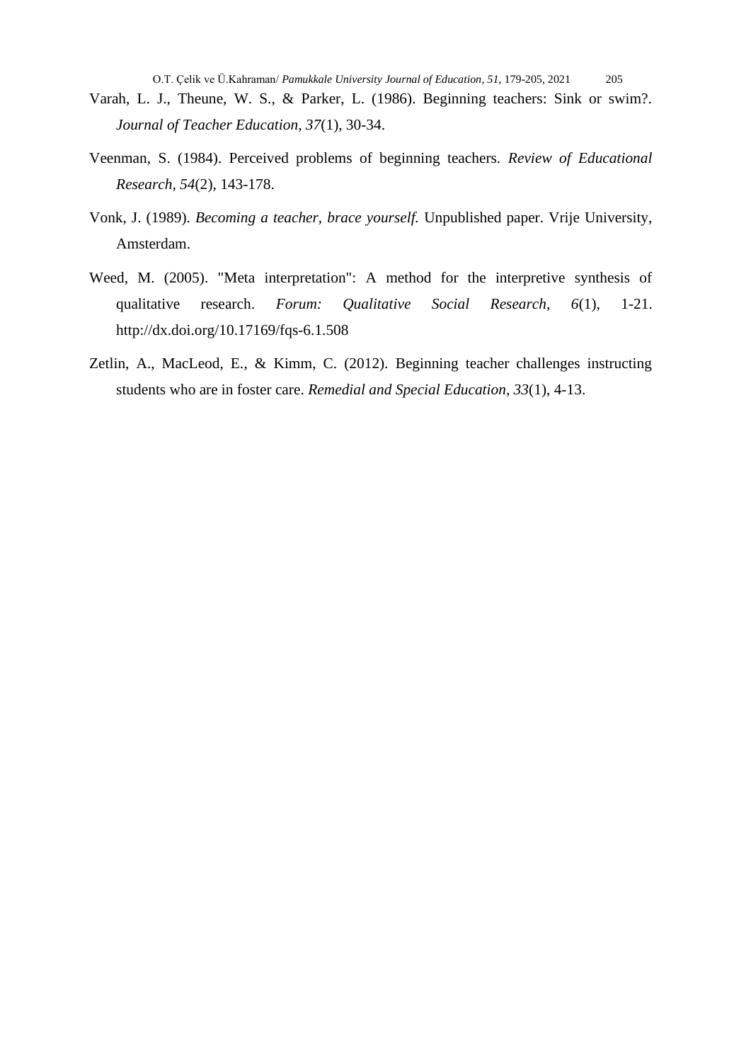Varah, L. J., Theune, W. S., & Parker, L. (1986). Beginning teachers: Sink or swim?. *Journal of Teacher Education, 37*(1), 30-34.

Veenman, S. (1984). Perceived problems of beginning teachers. *Review of Educational Research, 54*(2), 143-178.

Vonk, J. (1989). *Becoming a teacher, brace yourself.* Unpublished paper. Vrije University, Amsterdam.

Weed, M. (2005). "Meta interpretation": A method for the interpretive synthesis of qualitative research. *Forum: Qualitative Social Research, 6*(1), 1-21. http://dx.doi.org/10.17169/fqs-6.1.508

Zetlin, A., MacLeod, E., & Kimm, C. (2012). Beginning teacher challenges instructing students who are in foster care. *Remedial and Special Education, 33*(1), 4-13.